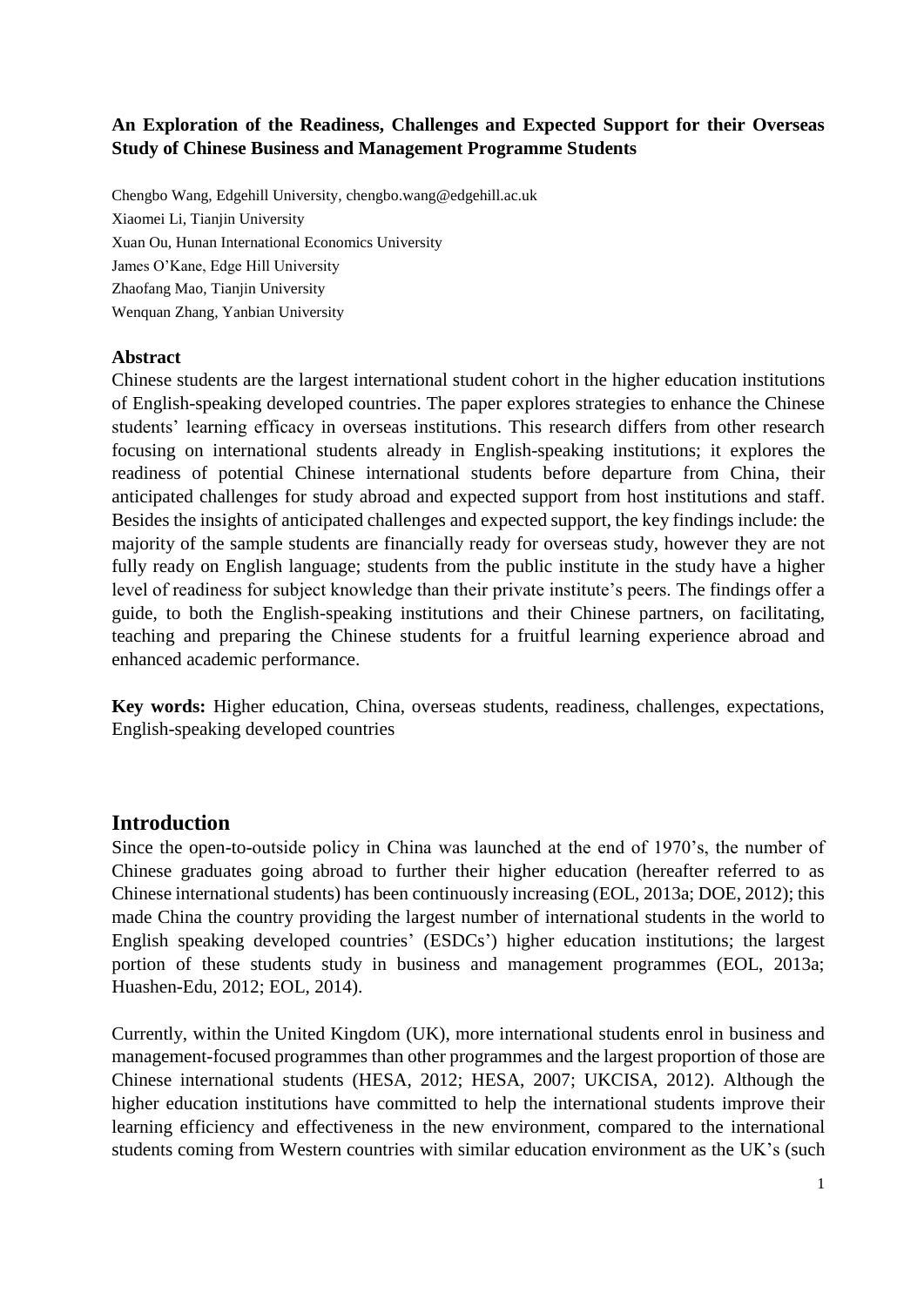**An Exploration of the Readiness, Challenges and Expected Support for their Overseas Study of Chinese Business and Management Programme Students**

Chengbo Wang, Edgehill University, chengbo.wang@edgehill.ac.uk
Xiaomei Li, Tianjin University
Xuan Ou, Hunan International Economics University
James O'Kane, Edge Hill University
Zhaofang Mao, Tianjin University
Wenquan Zhang, Yanbian University

**Abstract**

Chinese students are the largest international student cohort in the higher education institutions of English-speaking developed countries. The paper explores strategies to enhance the Chinese students' learning efficacy in overseas institutions. This research differs from other research focusing on international students already in English-speaking institutions; it explores the readiness of potential Chinese international students before departure from China, their anticipated challenges for study abroad and expected support from host institutions and staff. Besides the insights of anticipated challenges and expected support, the key findings include: the majority of the sample students are financially ready for overseas study, however they are not fully ready on English language; students from the public institute in the study have a higher level of readiness for subject knowledge than their private institute's peers. The findings offer a guide, to both the English-speaking institutions and their Chinese partners, on facilitating, teaching and preparing the Chinese students for a fruitful learning experience abroad and enhanced academic performance.

**Key words:** Higher education, China, overseas students, readiness, challenges, expectations, English-speaking developed countries

## Introduction

Since the open-to-outside policy in China was launched at the end of 1970's, the number of Chinese graduates going abroad to further their higher education (hereafter referred to as Chinese international students) has been continuously increasing (EOL, 2013a; DOE, 2012); this made China the country providing the largest number of international students in the world to English speaking developed countries' (ESDCs') higher education institutions; the largest portion of these students study in business and management programmes (EOL, 2013a; Huashen-Edu, 2012; EOL, 2014).

Currently, within the United Kingdom (UK), more international students enrol in business and management-focused programmes than other programmes and the largest proportion of those are Chinese international students (HESA, 2012; HESA, 2007; UKCISA, 2012). Although the higher education institutions have committed to help the international students improve their learning efficiency and effectiveness in the new environment, compared to the international students coming from Western countries with similar education environment as the UK's (such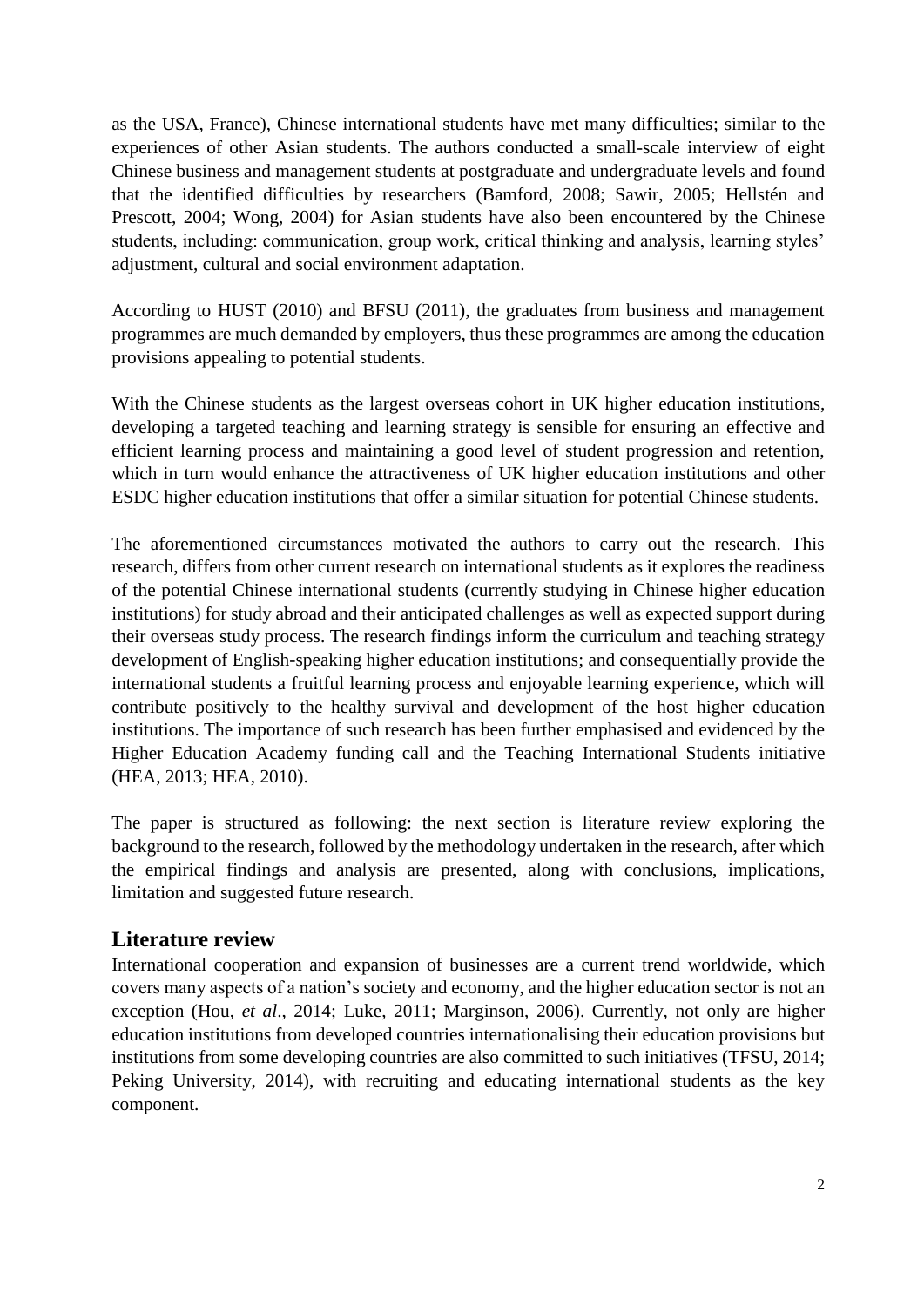as the USA, France), Chinese international students have met many difficulties; similar to the experiences of other Asian students. The authors conducted a small-scale interview of eight Chinese business and management students at postgraduate and undergraduate levels and found that the identified difficulties by researchers (Bamford, 2008; Sawir, 2005; Hellstén and Prescott, 2004; Wong, 2004) for Asian students have also been encountered by the Chinese students, including: communication, group work, critical thinking and analysis, learning styles' adjustment, cultural and social environment adaptation.

According to HUST (2010) and BFSU (2011), the graduates from business and management programmes are much demanded by employers, thus these programmes are among the education provisions appealing to potential students.

With the Chinese students as the largest overseas cohort in UK higher education institutions, developing a targeted teaching and learning strategy is sensible for ensuring an effective and efficient learning process and maintaining a good level of student progression and retention, which in turn would enhance the attractiveness of UK higher education institutions and other ESDC higher education institutions that offer a similar situation for potential Chinese students.

The aforementioned circumstances motivated the authors to carry out the research. This research, differs from other current research on international students as it explores the readiness of the potential Chinese international students (currently studying in Chinese higher education institutions) for study abroad and their anticipated challenges as well as expected support during their overseas study process. The research findings inform the curriculum and teaching strategy development of English-speaking higher education institutions; and consequentially provide the international students a fruitful learning process and enjoyable learning experience, which will contribute positively to the healthy survival and development of the host higher education institutions. The importance of such research has been further emphasised and evidenced by the Higher Education Academy funding call and the Teaching International Students initiative (HEA, 2013; HEA, 2010).

The paper is structured as following: the next section is literature review exploring the background to the research, followed by the methodology undertaken in the research, after which the empirical findings and analysis are presented, along with conclusions, implications, limitation and suggested future research.

## Literature review

International cooperation and expansion of businesses are a current trend worldwide, which covers many aspects of a nation's society and economy, and the higher education sector is not an exception (Hou, *et al*., 2014; Luke, 2011; Marginson, 2006). Currently, not only are higher education institutions from developed countries internationalising their education provisions but institutions from some developing countries are also committed to such initiatives (TFSU, 2014; Peking University, 2014), with recruiting and educating international students as the key component.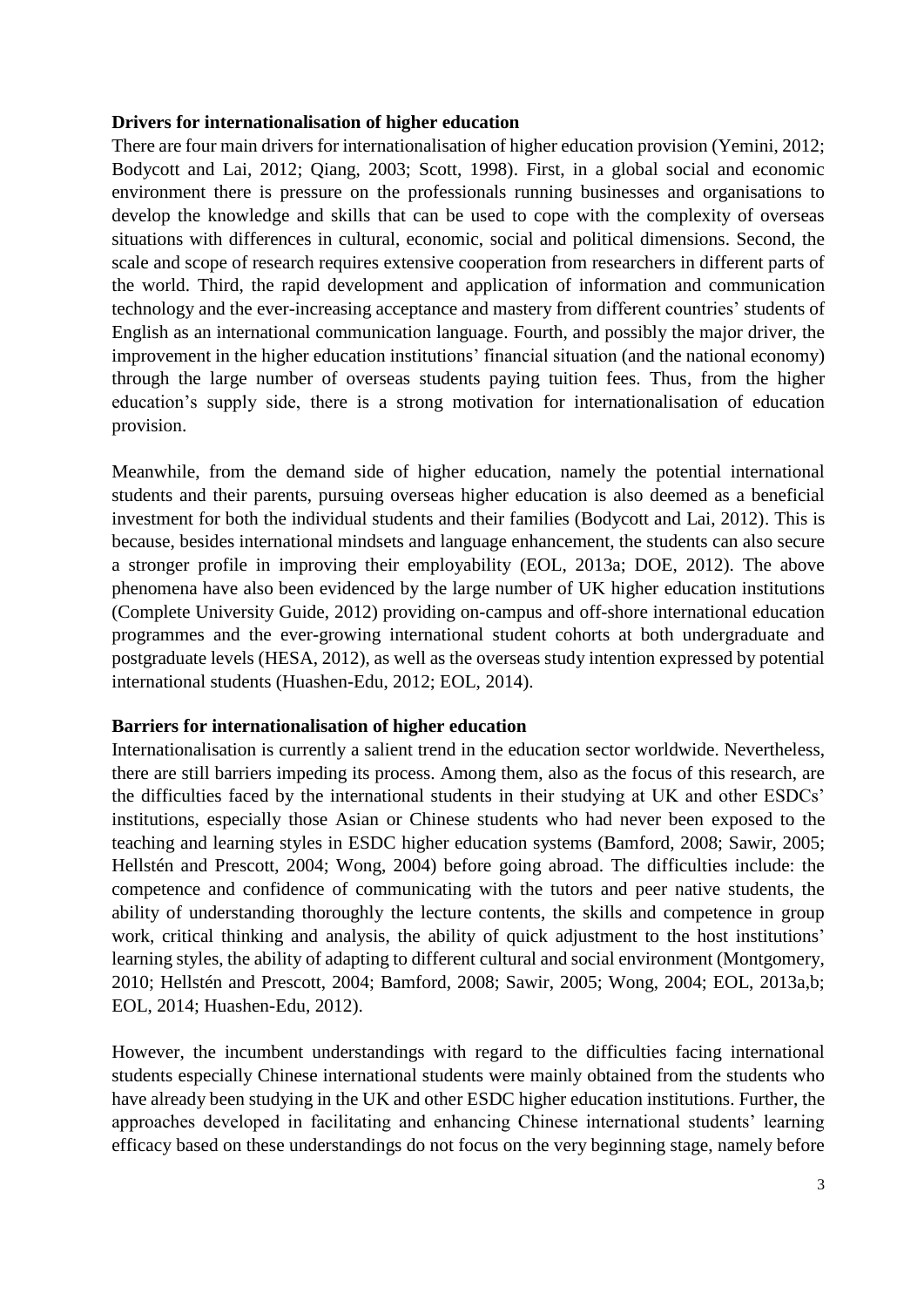**Drivers for internationalisation of higher education**

There are four main drivers for internationalisation of higher education provision (Yemini, 2012; Bodycott and Lai, 2012; Qiang, 2003; Scott, 1998). First, in a global social and economic environment there is pressure on the professionals running businesses and organisations to develop the knowledge and skills that can be used to cope with the complexity of overseas situations with differences in cultural, economic, social and political dimensions. Second, the scale and scope of research requires extensive cooperation from researchers in different parts of the world. Third, the rapid development and application of information and communication technology and the ever-increasing acceptance and mastery from different countries' students of English as an international communication language. Fourth, and possibly the major driver, the improvement in the higher education institutions' financial situation (and the national economy) through the large number of overseas students paying tuition fees. Thus, from the higher education's supply side, there is a strong motivation for internationalisation of education provision.

Meanwhile, from the demand side of higher education, namely the potential international students and their parents, pursuing overseas higher education is also deemed as a beneficial investment for both the individual students and their families (Bodycott and Lai, 2012). This is because, besides international mindsets and language enhancement, the students can also secure a stronger profile in improving their employability (EOL, 2013a; DOE, 2012). The above phenomena have also been evidenced by the large number of UK higher education institutions (Complete University Guide, 2012) providing on-campus and off-shore international education programmes and the ever-growing international student cohorts at both undergraduate and postgraduate levels (HESA, 2012), as well as the overseas study intention expressed by potential international students (Huashen-Edu, 2012; EOL, 2014).

**Barriers for internationalisation of higher education**

Internationalisation is currently a salient trend in the education sector worldwide. Nevertheless, there are still barriers impeding its process. Among them, also as the focus of this research, are the difficulties faced by the international students in their studying at UK and other ESDCs' institutions, especially those Asian or Chinese students who had never been exposed to the teaching and learning styles in ESDC higher education systems (Bamford, 2008; Sawir, 2005; Hellstén and Prescott, 2004; Wong, 2004) before going abroad. The difficulties include: the competence and confidence of communicating with the tutors and peer native students, the ability of understanding thoroughly the lecture contents, the skills and competence in group work, critical thinking and analysis, the ability of quick adjustment to the host institutions' learning styles, the ability of adapting to different cultural and social environment (Montgomery, 2010; Hellstén and Prescott, 2004; Bamford, 2008; Sawir, 2005; Wong, 2004; EOL, 2013a,b; EOL, 2014; Huashen-Edu, 2012).

However, the incumbent understandings with regard to the difficulties facing international students especially Chinese international students were mainly obtained from the students who have already been studying in the UK and other ESDC higher education institutions. Further, the approaches developed in facilitating and enhancing Chinese international students' learning efficacy based on these understandings do not focus on the very beginning stage, namely before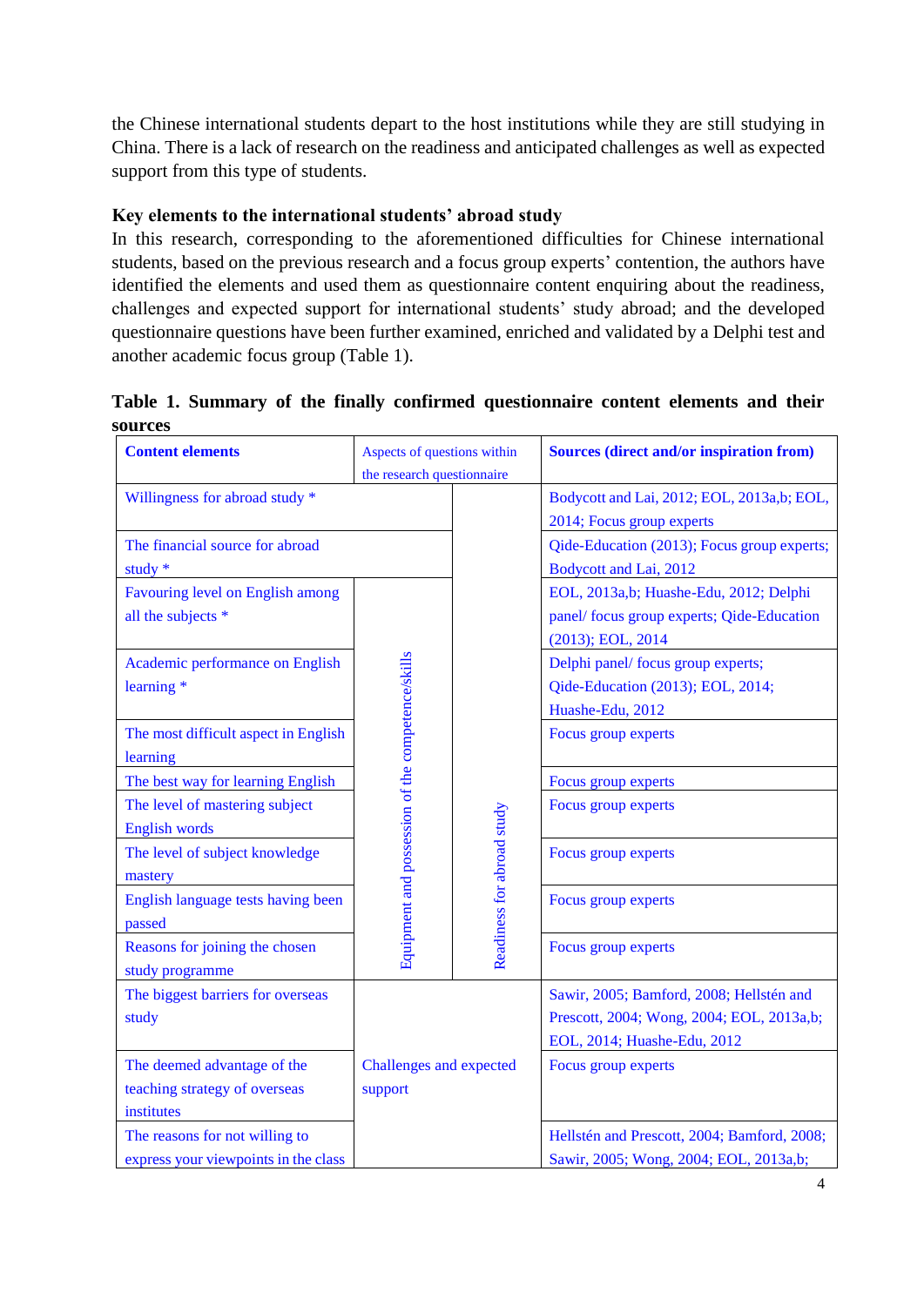the Chinese international students depart to the host institutions while they are still studying in China. There is a lack of research on the readiness and anticipated challenges as well as expected support from this type of students.

**Key elements to the international students' abroad study**

In this research, corresponding to the aforementioned difficulties for Chinese international students, based on the previous research and a focus group experts' contention, the authors have identified the elements and used them as questionnaire content enquiring about the readiness, challenges and expected support for international students' study abroad; and the developed questionnaire questions have been further examined, enriched and validated by a Delphi test and another academic focus group (Table 1).

**Table 1. Summary of the finally confirmed questionnaire content elements and their sources**

| Content elements | Aspects of questions within the research questionnaire | | Sources (direct and/or inspiration from) |
|---|---|---|---|
| Willingness for abroad study * | | Readiness for abroad study | Bodycott and Lai, 2012; EOL, 2013a,b; EOL, 2014; Focus group experts |
| The financial source for abroad study * | | Readiness for abroad study | Qide-Education (2013); Focus group experts; Bodycott and Lai, 2012 |
| Favouring level on English among all the subjects * | Equipment and possession of the competence/skills | Readiness for abroad study | EOL, 2013a,b; Huashe-Edu, 2012; Delphi panel/ focus group experts; Qide-Education (2013); EOL, 2014 |
| Academic performance on English learning * | Equipment and possession of the competence/skills | Readiness for abroad study | Delphi panel/ focus group experts; Qide-Education (2013); EOL, 2014; Huashe-Edu, 2012 |
| The most difficult aspect in English learning | Equipment and possession of the competence/skills | Readiness for abroad study | Focus group experts |
| The best way for learning English | Equipment and possession of the competence/skills | Readiness for abroad study | Focus group experts |
| The level of mastering subject English words | Equipment and possession of the competence/skills | Readiness for abroad study | Focus group experts |
| The level of subject knowledge mastery | Equipment and possession of the competence/skills | Readiness for abroad study | Focus group experts |
| English language tests having been passed | Equipment and possession of the competence/skills | Readiness for abroad study | Focus group experts |
| Reasons for joining the chosen study programme | Equipment and possession of the competence/skills | Readiness for abroad study | Focus group experts |
| The biggest barriers for overseas study | Challenges and expected support | | Sawir, 2005; Bamford, 2008; Hellstén and Prescott, 2004; Wong, 2004; EOL, 2013a,b; EOL, 2014; Huashe-Edu, 2012 |
| The deemed advantage of the teaching strategy of overseas institutes | Challenges and expected support | | Focus group experts |
| The reasons for not willing to express your viewpoints in the class | Challenges and expected support | | Hellstén and Prescott, 2004; Bamford, 2008; Sawir, 2005; Wong, 2004; EOL, 2013a,b; |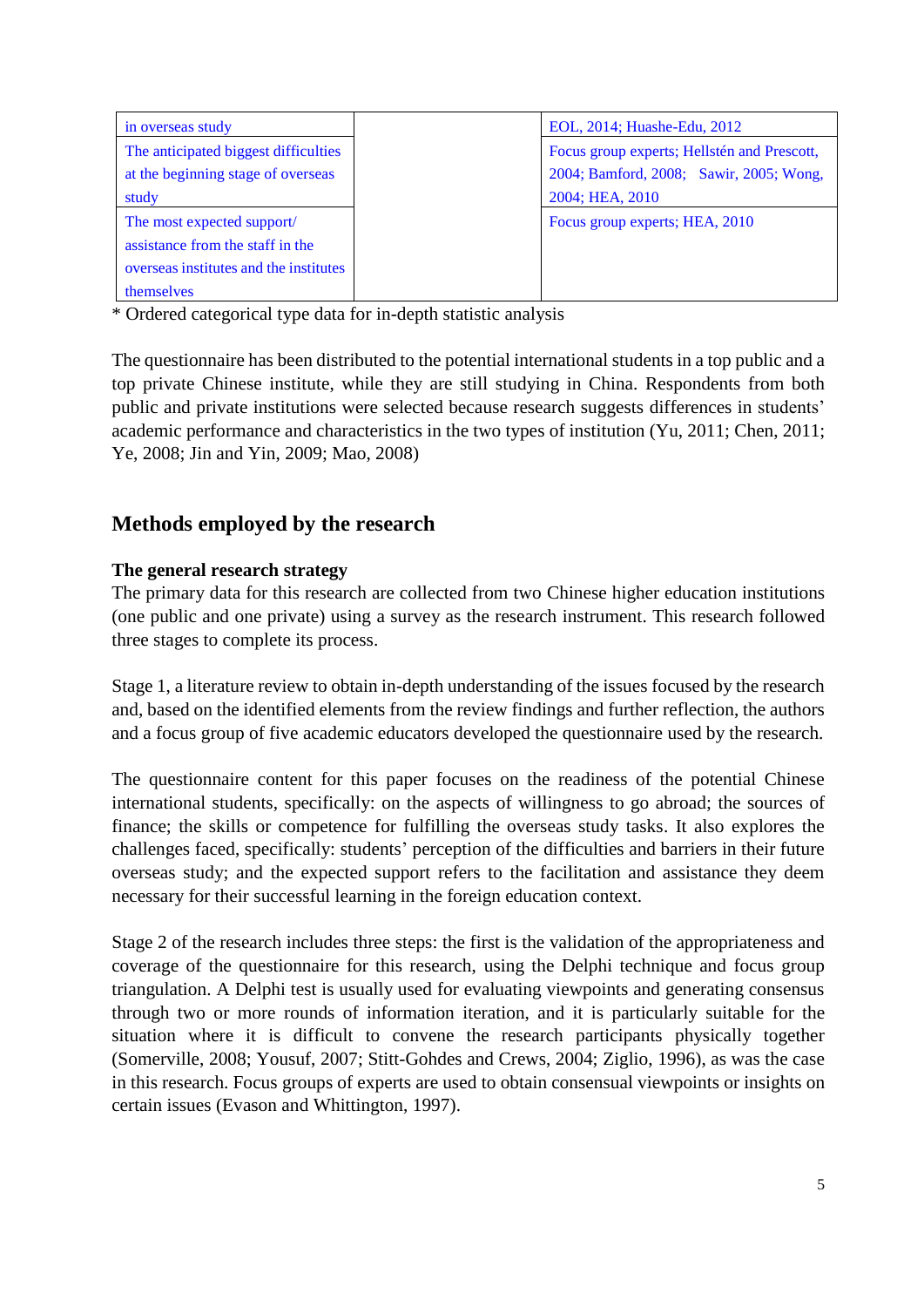| | | |
|---|---|---|
| in overseas study | | EOL, 2014; Huashe-Edu, 2012 |
| The anticipated biggest difficulties at the beginning stage of overseas study | | Focus group experts; Hellstén and Prescott, 2004; Bamford, 2008; Sawir, 2005; Wong, 2004; HEA, 2010 |
| The most expected support/ assistance from the staff in the overseas institutes and the institutes themselves | | Focus group experts; HEA, 2010 |

* Ordered categorical type data for in-depth statistic analysis

The questionnaire has been distributed to the potential international students in a top public and a top private Chinese institute, while they are still studying in China. Respondents from both public and private institutions were selected because research suggests differences in students' academic performance and characteristics in the two types of institution (Yu, 2011; Chen, 2011; Ye, 2008; Jin and Yin, 2009; Mao, 2008)

## Methods employed by the research

### The general research strategy

The primary data for this research are collected from two Chinese higher education institutions (one public and one private) using a survey as the research instrument. This research followed three stages to complete its process.

Stage 1, a literature review to obtain in-depth understanding of the issues focused by the research and, based on the identified elements from the review findings and further reflection, the authors and a focus group of five academic educators developed the questionnaire used by the research.

The questionnaire content for this paper focuses on the readiness of the potential Chinese international students, specifically: on the aspects of willingness to go abroad; the sources of finance; the skills or competence for fulfilling the overseas study tasks. It also explores the challenges faced, specifically: students' perception of the difficulties and barriers in their future overseas study; and the expected support refers to the facilitation and assistance they deem necessary for their successful learning in the foreign education context.

Stage 2 of the research includes three steps: the first is the validation of the appropriateness and coverage of the questionnaire for this research, using the Delphi technique and focus group triangulation. A Delphi test is usually used for evaluating viewpoints and generating consensus through two or more rounds of information iteration, and it is particularly suitable for the situation where it is difficult to convene the research participants physically together (Somerville, 2008; Yousuf, 2007; Stitt-Gohdes and Crews, 2004; Ziglio, 1996), as was the case in this research. Focus groups of experts are used to obtain consensual viewpoints or insights on certain issues (Evason and Whittington, 1997).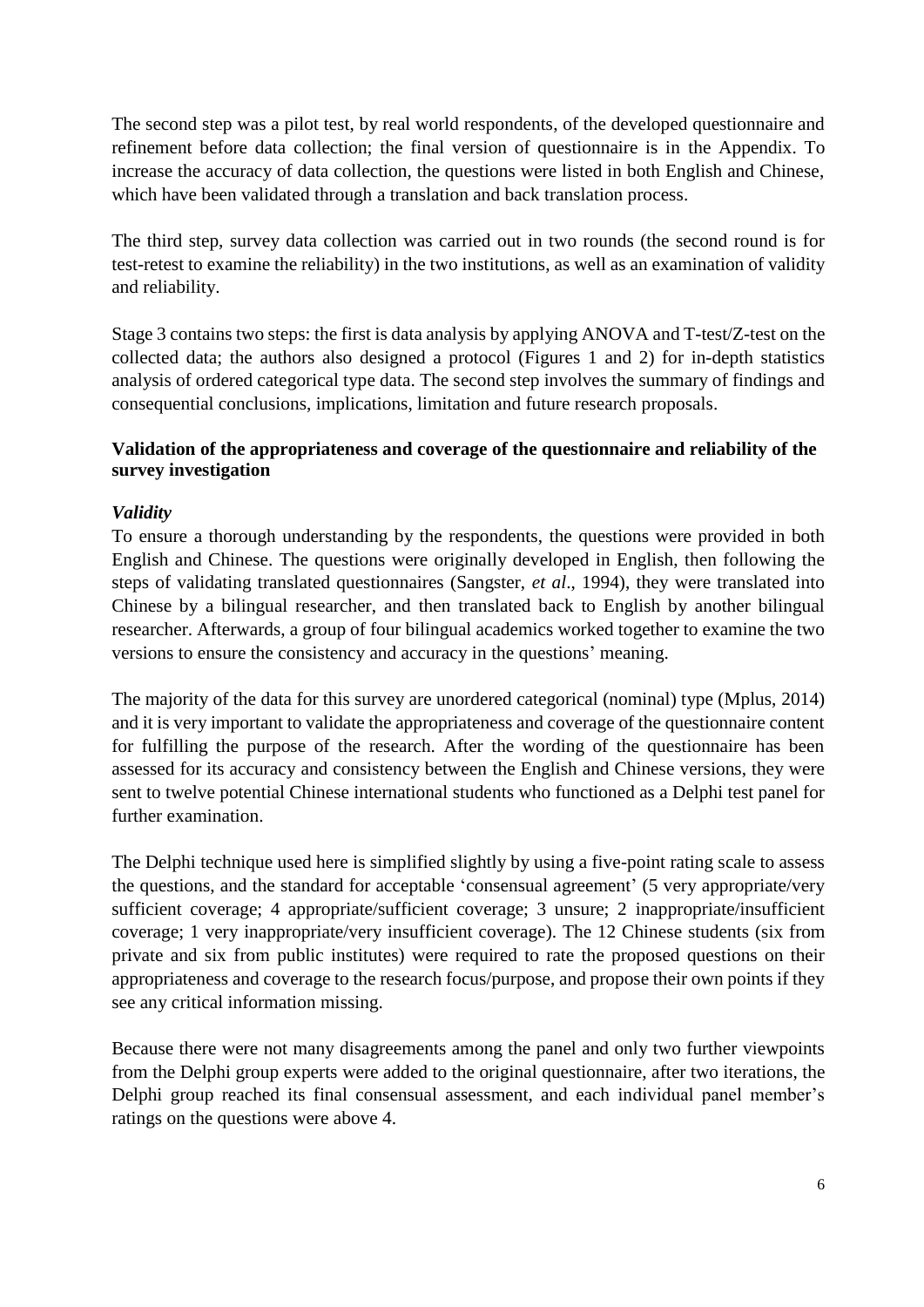The second step was a pilot test, by real world respondents, of the developed questionnaire and refinement before data collection; the final version of questionnaire is in the Appendix. To increase the accuracy of data collection, the questions were listed in both English and Chinese, which have been validated through a translation and back translation process.

The third step, survey data collection was carried out in two rounds (the second round is for test-retest to examine the reliability) in the two institutions, as well as an examination of validity and reliability.

Stage 3 contains two steps: the first is data analysis by applying ANOVA and T-test/Z-test on the collected data; the authors also designed a protocol (Figures 1 and 2) for in-depth statistics analysis of ordered categorical type data. The second step involves the summary of findings and consequential conclusions, implications, limitation and future research proposals.

## Validation of the appropriateness and coverage of the questionnaire and reliability of the survey investigation

### *Validity*

To ensure a thorough understanding by the respondents, the questions were provided in both English and Chinese. The questions were originally developed in English, then following the steps of validating translated questionnaires (Sangster, *et al*., 1994), they were translated into Chinese by a bilingual researcher, and then translated back to English by another bilingual researcher. Afterwards, a group of four bilingual academics worked together to examine the two versions to ensure the consistency and accuracy in the questions' meaning.

The majority of the data for this survey are unordered categorical (nominal) type (Mplus, 2014) and it is very important to validate the appropriateness and coverage of the questionnaire content for fulfilling the purpose of the research. After the wording of the questionnaire has been assessed for its accuracy and consistency between the English and Chinese versions, they were sent to twelve potential Chinese international students who functioned as a Delphi test panel for further examination.

The Delphi technique used here is simplified slightly by using a five-point rating scale to assess the questions, and the standard for acceptable 'consensual agreement' (5 very appropriate/very sufficient coverage; 4 appropriate/sufficient coverage; 3 unsure; 2 inappropriate/insufficient coverage; 1 very inappropriate/very insufficient coverage). The 12 Chinese students (six from private and six from public institutes) were required to rate the proposed questions on their appropriateness and coverage to the research focus/purpose, and propose their own points if they see any critical information missing.

Because there were not many disagreements among the panel and only two further viewpoints from the Delphi group experts were added to the original questionnaire, after two iterations, the Delphi group reached its final consensual assessment, and each individual panel member's ratings on the questions were above 4.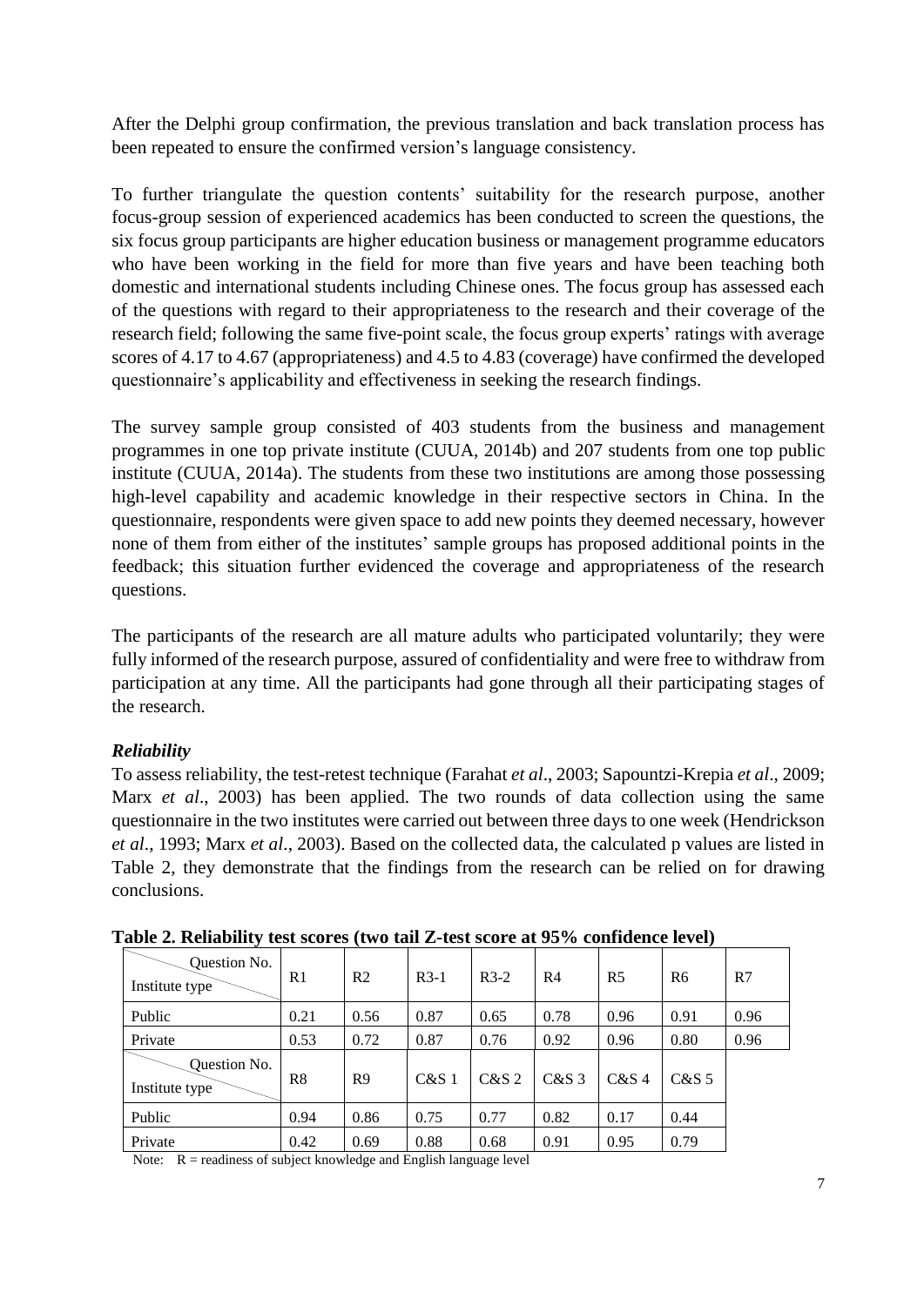After the Delphi group confirmation, the previous translation and back translation process has been repeated to ensure the confirmed version's language consistency.

To further triangulate the question contents' suitability for the research purpose, another focus-group session of experienced academics has been conducted to screen the questions, the six focus group participants are higher education business or management programme educators who have been working in the field for more than five years and have been teaching both domestic and international students including Chinese ones. The focus group has assessed each of the questions with regard to their appropriateness to the research and their coverage of the research field; following the same five-point scale, the focus group experts' ratings with average scores of 4.17 to 4.67 (appropriateness) and 4.5 to 4.83 (coverage) have confirmed the developed questionnaire's applicability and effectiveness in seeking the research findings.

The survey sample group consisted of 403 students from the business and management programmes in one top private institute (CUUA, 2014b) and 207 students from one top public institute (CUUA, 2014a). The students from these two institutions are among those possessing high-level capability and academic knowledge in their respective sectors in China. In the questionnaire, respondents were given space to add new points they deemed necessary, however none of them from either of the institutes' sample groups has proposed additional points in the feedback; this situation further evidenced the coverage and appropriateness of the research questions.

The participants of the research are all mature adults who participated voluntarily; they were fully informed of the research purpose, assured of confidentiality and were free to withdraw from participation at any time. All the participants had gone through all their participating stages of the research.

### *Reliability*

To assess reliability, the test-retest technique (Farahat *et al*., 2003; Sapountzi-Krepia *et al*., 2009; Marx *et al*., 2003) has been applied. The two rounds of data collection using the same questionnaire in the two institutes were carried out between three days to one week (Hendrickson *et al*., 1993; Marx *et al*., 2003). Based on the collected data, the calculated p values are listed in Table 2, they demonstrate that the findings from the research can be relied on for drawing conclusions.

**Table 2. Reliability test scores (two tail Z-test score at 95% confidence level)**

| Question No. / Institute type | R1 | R2 | R3-1 | R3-2 | R4 | R5 | R6 | R7 |
|---|---|---|---|---|---|---|---|---|
| Public | 0.21 | 0.56 | 0.87 | 0.65 | 0.78 | 0.96 | 0.91 | 0.96 |
| Private | 0.53 | 0.72 | 0.87 | 0.76 | 0.92 | 0.96 | 0.80 | 0.96 |
| **Question No. / Institute type** | **R8** | **R9** | **C&S 1** | **C&S 2** | **C&S 3** | **C&S 4** | **C&S 5** | |
| Public | 0.94 | 0.86 | 0.75 | 0.77 | 0.82 | 0.17 | 0.44 | |
| Private | 0.42 | 0.69 | 0.88 | 0.68 | 0.91 | 0.95 | 0.79 | |

Note: R = readiness of subject knowledge and English language level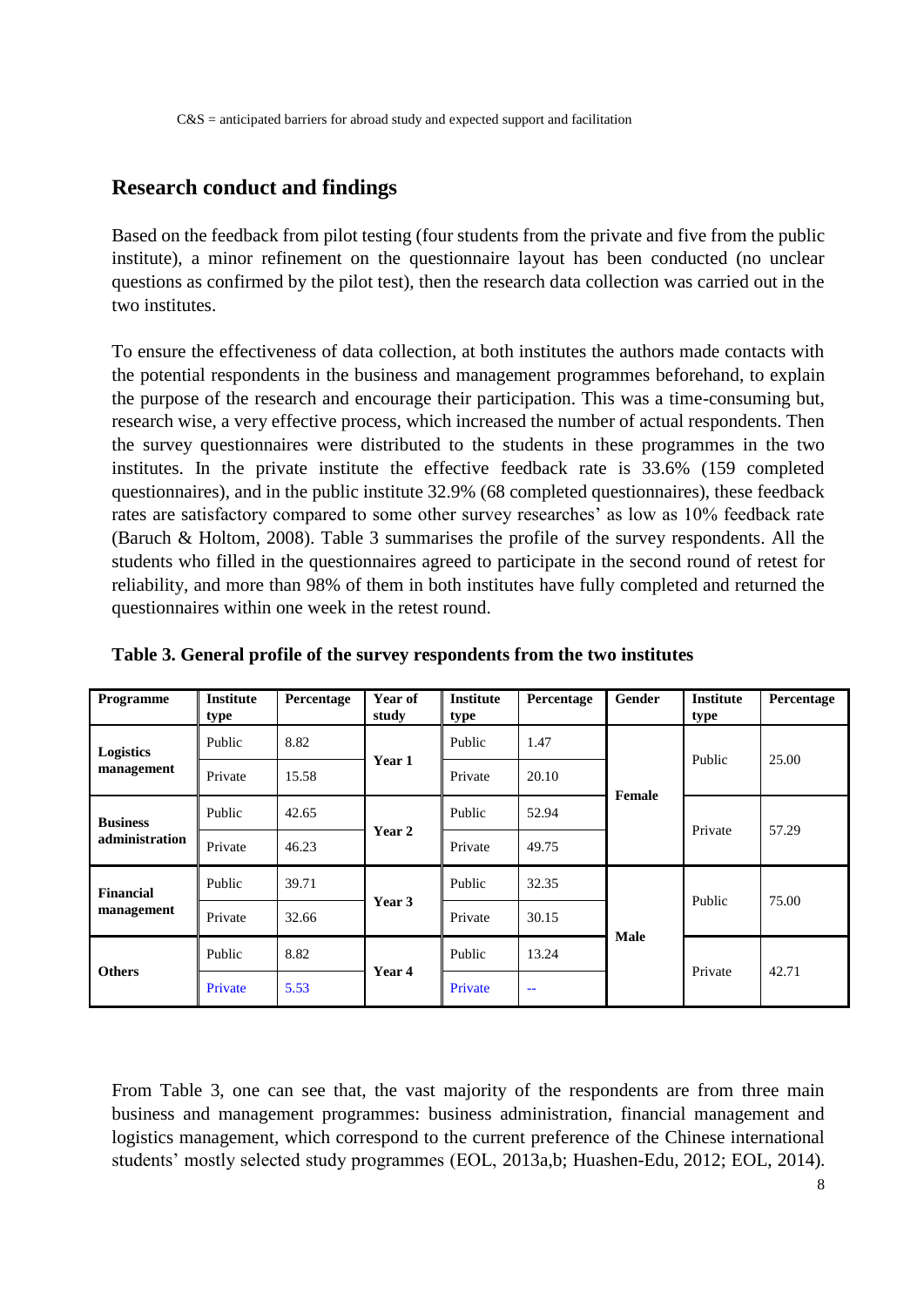C&S = anticipated barriers for abroad study and expected support and facilitation

## Research conduct and findings

Based on the feedback from pilot testing (four students from the private and five from the public institute), a minor refinement on the questionnaire layout has been conducted (no unclear questions as confirmed by the pilot test), then the research data collection was carried out in the two institutes.

To ensure the effectiveness of data collection, at both institutes the authors made contacts with the potential respondents in the business and management programmes beforehand, to explain the purpose of the research and encourage their participation. This was a time-consuming but, research wise, a very effective process, which increased the number of actual respondents. Then the survey questionnaires were distributed to the students in these programmes in the two institutes. In the private institute the effective feedback rate is 33.6% (159 completed questionnaires), and in the public institute 32.9% (68 completed questionnaires), these feedback rates are satisfactory compared to some other survey researches' as low as 10% feedback rate (Baruch & Holtom, 2008). Table 3 summarises the profile of the survey respondents. All the students who filled in the questionnaires agreed to participate in the second round of retest for reliability, and more than 98% of them in both institutes have fully completed and returned the questionnaires within one week in the retest round.

**Table 3. General profile of the survey respondents from the two institutes**

| Programme | Institute type | Percentage | Year of study | Institute type | Percentage | Gender | Institute type | Percentage |
|---|---|---|---|---|---|---|---|---|
| **Logistics management** | Public | 8.82 | **Year 1** | Public | 1.47 | **Female** | Public | 25.00 |
| | Private | 15.58 | | Private | 20.10 | | | |
| **Business administration** | Public | 42.65 | **Year 2** | Public | 52.94 | | Private | 57.29 |
| | Private | 46.23 | | Private | 49.75 | | | |
| **Financial management** | Public | 39.71 | **Year 3** | Public | 32.35 | **Male** | Public | 75.00 |
| | Private | 32.66 | | Private | 30.15 | | | |
| **Others** | Public | 8.82 | **Year 4** | Public | 13.24 | | Private | 42.71 |
| | Private | 5.53 | | Private | -- | | | |

From Table 3, one can see that, the vast majority of the respondents are from three main business and management programmes: business administration, financial management and logistics management, which correspond to the current preference of the Chinese international students' mostly selected study programmes (EOL, 2013a,b; Huashen-Edu, 2012; EOL, 2014).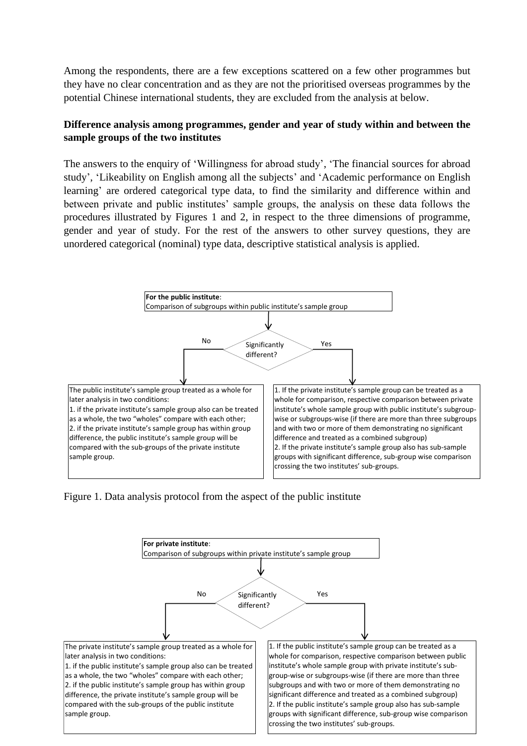Among the respondents, there are a few exceptions scattered on a few other programmes but they have no clear concentration and as they are not the prioritised overseas programmes by the potential Chinese international students, they are excluded from the analysis at below.

**Difference analysis among programmes, gender and year of study within and between the sample groups of the two institutes**

The answers to the enquiry of 'Willingness for abroad study', 'The financial sources for abroad study', 'Likeability on English among all the subjects' and 'Academic performance on English learning' are ordered categorical type data, to find the similarity and difference within and between private and public institutes' sample groups, the analysis on these data follows the procedures illustrated by Figures 1 and 2, in respect to the three dimensions of programme, gender and year of study. For the rest of the answers to other survey questions, they are unordered categorical (nominal) type data, descriptive statistical analysis is applied.

**For the public institute**:
Comparison of subgroups within public institute's sample group

Significantly different?

No

Yes

The public institute's sample group treated as a whole for later analysis in two conditions:
1. if the private institute's sample group also can be treated as a whole, the two "wholes" compare with each other;
2. if the private institute's sample group has within group difference, the public institute's sample group will be compared with the sub-groups of the private institute sample group.

1. If the private institute's sample group can be treated as a whole for comparison, respective comparison between private institute's whole sample group with public institute's subgroup-wise or subgroups-wise (if there are more than three subgroups and with two or more of them demonstrating no significant difference and treated as a combined subgroup)
2. If the private institute's sample group also has sub-sample groups with significant difference, sub-group wise comparison crossing the two institutes' sub-groups.

Figure 1. Data analysis protocol from the aspect of the public institute

**For private institute**:
Comparison of subgroups within private institute's sample group

Significantly different?

No

Yes

The private institute's sample group treated as a whole for later analysis in two conditions:
1. if the public institute's sample group also can be treated as a whole, the two "wholes" compare with each other;
2. if the public institute's sample group has within group difference, the private institute's sample group will be compared with the sub-groups of the public institute sample group.

1. If the public institute's sample group can be treated as a whole for comparison, respective comparison between public institute's whole sample group with private institute's sub-group-wise or subgroups-wise (if there are more than three subgroups and with two or more of them demonstrating no significant difference and treated as a combined subgroup)
2. If the public institute's sample group also has sub-sample groups with significant difference, sub-group wise comparison crossing the two institutes' sub-groups.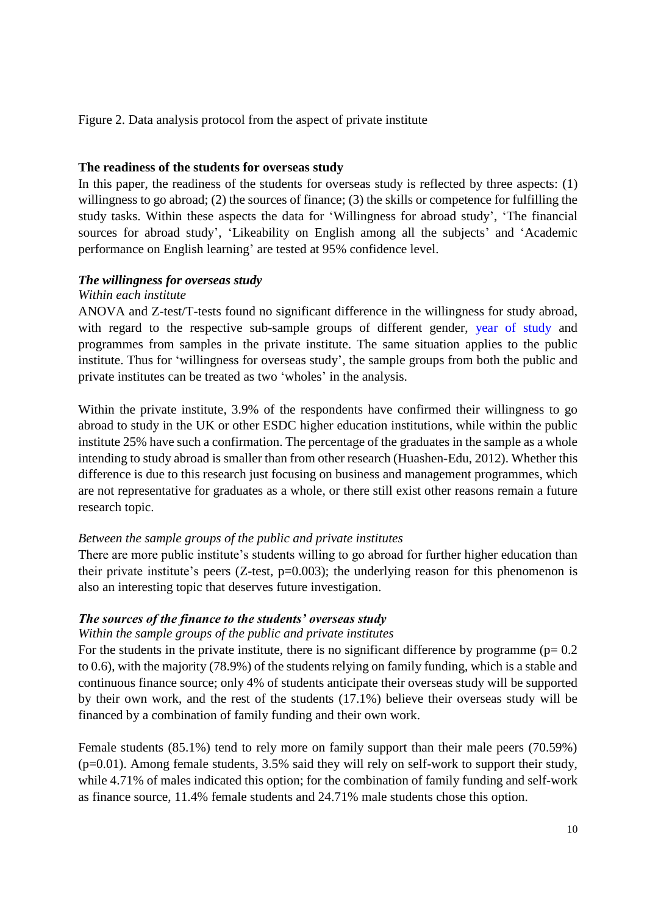Figure 2. Data analysis protocol from the aspect of private institute

**The readiness of the students for overseas study**

In this paper, the readiness of the students for overseas study is reflected by three aspects: (1) willingness to go abroad; (2) the sources of finance; (3) the skills or competence for fulfilling the study tasks. Within these aspects the data for 'Willingness for abroad study', 'The financial sources for abroad study', 'Likeability on English among all the subjects' and 'Academic performance on English learning' are tested at 95% confidence level.

***The willingness for overseas study***

*Within each institute*

ANOVA and Z-test/T-tests found no significant difference in the willingness for study abroad, with regard to the respective sub-sample groups of different gender, year of study and programmes from samples in the private institute. The same situation applies to the public institute. Thus for 'willingness for overseas study', the sample groups from both the public and private institutes can be treated as two 'wholes' in the analysis.

Within the private institute, 3.9% of the respondents have confirmed their willingness to go abroad to study in the UK or other ESDC higher education institutions, while within the public institute 25% have such a confirmation. The percentage of the graduates in the sample as a whole intending to study abroad is smaller than from other research (Huashen-Edu, 2012). Whether this difference is due to this research just focusing on business and management programmes, which are not representative for graduates as a whole, or there still exist other reasons remain a future research topic.

*Between the sample groups of the public and private institutes*

There are more public institute's students willing to go abroad for further higher education than their private institute's peers (Z-test, $p=0.003$); the underlying reason for this phenomenon is also an interesting topic that deserves future investigation.

***The sources of the finance to the students' overseas study***

*Within the sample groups of the public and private institutes*

For the students in the private institute, there is no significant difference by programme ($p= 0.2$ to 0.6), with the majority (78.9%) of the students relying on family funding, which is a stable and continuous finance source; only 4% of students anticipate their overseas study will be supported by their own work, and the rest of the students (17.1%) believe their overseas study will be financed by a combination of family funding and their own work.

Female students (85.1%) tend to rely more on family support than their male peers (70.59%) ($p=0.01$). Among female students, 3.5% said they will rely on self-work to support their study, while 4.71% of males indicated this option; for the combination of family funding and self-work as finance source, 11.4% female students and 24.71% male students chose this option.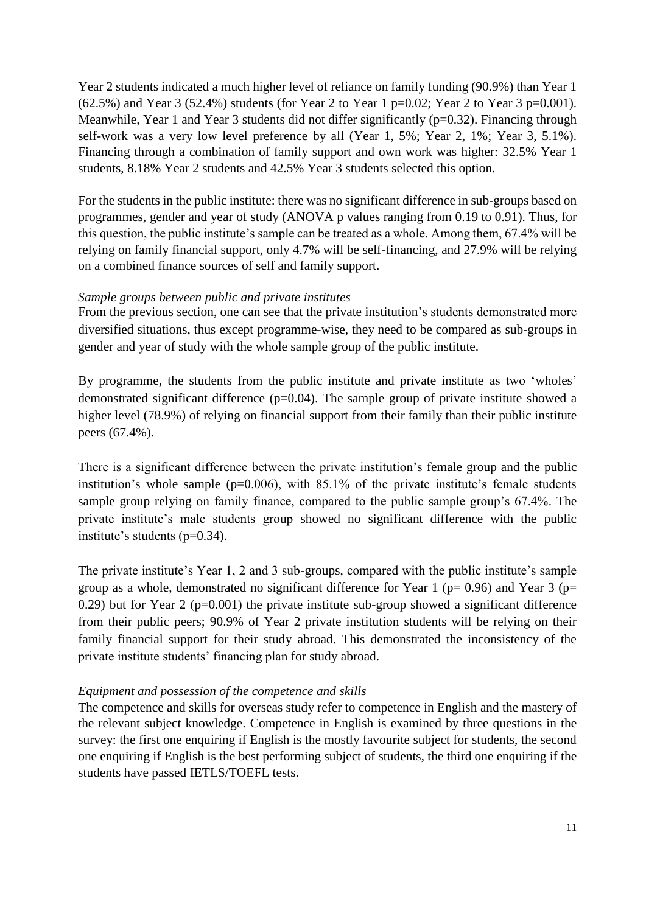Year 2 students indicated a much higher level of reliance on family funding (90.9%) than Year 1 (62.5%) and Year 3 (52.4%) students (for Year 2 to Year 1 $p=0.02$; Year 2 to Year 3 $p=0.001$). Meanwhile, Year 1 and Year 3 students did not differ significantly ($p=0.32$). Financing through self-work was a very low level preference by all (Year 1, 5%; Year 2, 1%; Year 3, 5.1%). Financing through a combination of family support and own work was higher: 32.5% Year 1 students, 8.18% Year 2 students and 42.5% Year 3 students selected this option.

For the students in the public institute: there was no significant difference in sub-groups based on programmes, gender and year of study (ANOVA p values ranging from 0.19 to 0.91). Thus, for this question, the public institute's sample can be treated as a whole. Among them, 67.4% will be relying on family financial support, only 4.7% will be self-financing, and 27.9% will be relying on a combined finance sources of self and family support.

*Sample groups between public and private institutes*

From the previous section, one can see that the private institution's students demonstrated more diversified situations, thus except programme-wise, they need to be compared as sub-groups in gender and year of study with the whole sample group of the public institute.

By programme, the students from the public institute and private institute as two 'wholes' demonstrated significant difference ($p=0.04$). The sample group of private institute showed a higher level (78.9%) of relying on financial support from their family than their public institute peers (67.4%).

There is a significant difference between the private institution's female group and the public institution's whole sample ($p=0.006$), with 85.1% of the private institute's female students sample group relying on family finance, compared to the public sample group's 67.4%. The private institute's male students group showed no significant difference with the public institute's students ($p=0.34$).

The private institute's Year 1, 2 and 3 sub-groups, compared with the public institute's sample group as a whole, demonstrated no significant difference for Year 1 ($p= 0.96$) and Year 3 ($p= 0.29$) but for Year 2 ($p=0.001$) the private institute sub-group showed a significant difference from their public peers; 90.9% of Year 2 private institution students will be relying on their family financial support for their study abroad. This demonstrated the inconsistency of the private institute students' financing plan for study abroad.

*Equipment and possession of the competence and skills*

The competence and skills for overseas study refer to competence in English and the mastery of the relevant subject knowledge. Competence in English is examined by three questions in the survey: the first one enquiring if English is the mostly favourite subject for students, the second one enquiring if English is the best performing subject of students, the third one enquiring if the students have passed IETLS/TOEFL tests.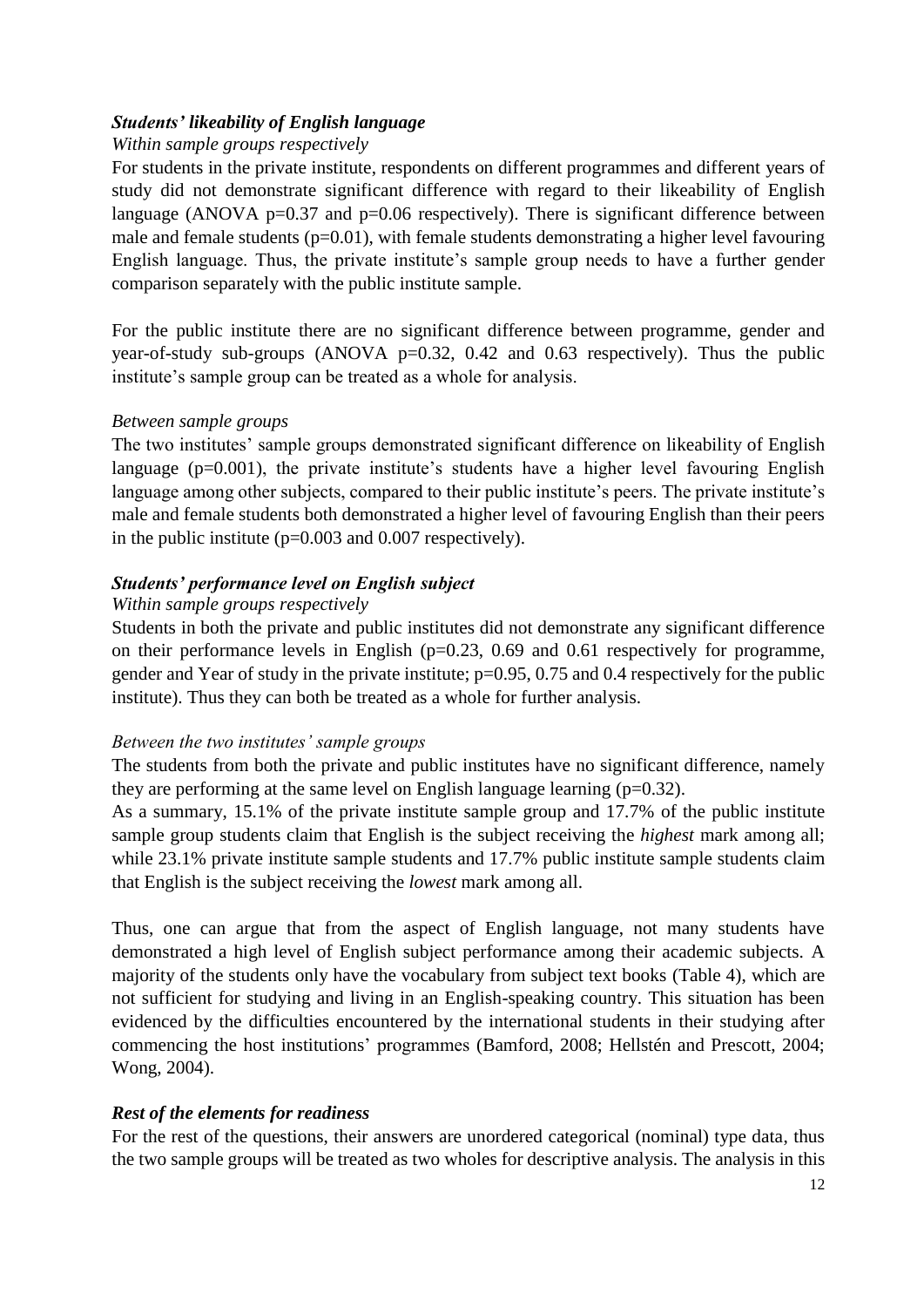### *Students' likeability of English language*

*Within sample groups respectively*

For students in the private institute, respondents on different programmes and different years of study did not demonstrate significant difference with regard to their likeability of English language (ANOVA p=0.37 and p=0.06 respectively). There is significant difference between male and female students (p=0.01), with female students demonstrating a higher level favouring English language. Thus, the private institute's sample group needs to have a further gender comparison separately with the public institute sample.

For the public institute there are no significant difference between programme, gender and year-of-study sub-groups (ANOVA p=0.32, 0.42 and 0.63 respectively). Thus the public institute's sample group can be treated as a whole for analysis.

*Between sample groups*

The two institutes' sample groups demonstrated significant difference on likeability of English language (p=0.001), the private institute's students have a higher level favouring English language among other subjects, compared to their public institute's peers. The private institute's male and female students both demonstrated a higher level of favouring English than their peers in the public institute (p=0.003 and 0.007 respectively).

### *Students' performance level on English subject*

*Within sample groups respectively*

Students in both the private and public institutes did not demonstrate any significant difference on their performance levels in English (p=0.23, 0.69 and 0.61 respectively for programme, gender and Year of study in the private institute; p=0.95, 0.75 and 0.4 respectively for the public institute). Thus they can both be treated as a whole for further analysis.

*Between the two institutes' sample groups*

The students from both the private and public institutes have no significant difference, namely they are performing at the same level on English language learning (p=0.32).

As a summary, 15.1% of the private institute sample group and 17.7% of the public institute sample group students claim that English is the subject receiving the *highest* mark among all; while 23.1% private institute sample students and 17.7% public institute sample students claim that English is the subject receiving the *lowest* mark among all.

Thus, one can argue that from the aspect of English language, not many students have demonstrated a high level of English subject performance among their academic subjects. A majority of the students only have the vocabulary from subject text books (Table 4), which are not sufficient for studying and living in an English-speaking country. This situation has been evidenced by the difficulties encountered by the international students in their studying after commencing the host institutions' programmes (Bamford, 2008; Hellstén and Prescott, 2004; Wong, 2004).

### *Rest of the elements for readiness*

For the rest of the questions, their answers are unordered categorical (nominal) type data, thus the two sample groups will be treated as two wholes for descriptive analysis. The analysis in this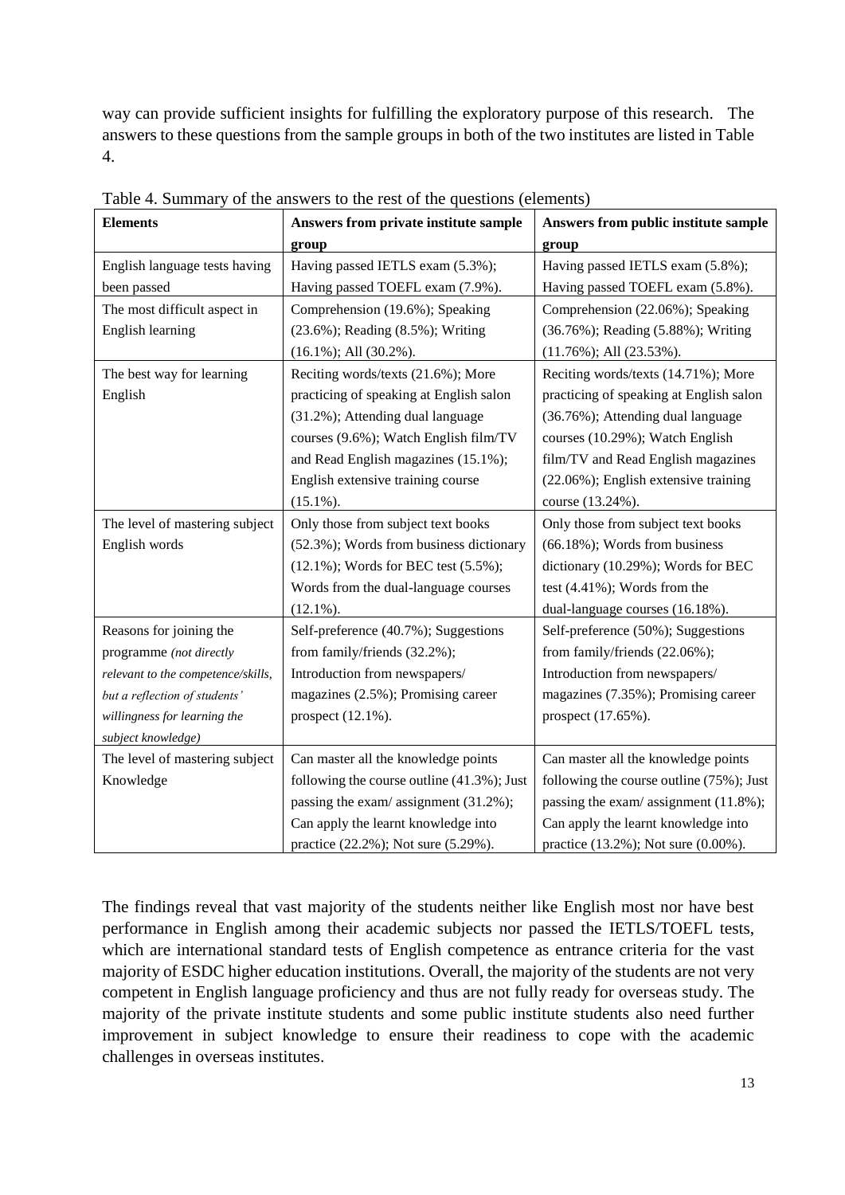way can provide sufficient insights for fulfilling the exploratory purpose of this research. The answers to these questions from the sample groups in both of the two institutes are listed in Table 4.

Table 4. Summary of the answers to the rest of the questions (elements)

| Elements | Answers from private institute sample group | Answers from public institute sample group |
| --- | --- | --- |
| English language tests having been passed | Having passed IETLS exam (5.3%); Having passed TOEFL exam (7.9%). | Having passed IETLS exam (5.8%); Having passed TOEFL exam (5.8%). |
| The most difficult aspect in English learning | Comprehension (19.6%); Speaking (23.6%); Reading (8.5%); Writing (16.1%); All (30.2%). | Comprehension (22.06%); Speaking (36.76%); Reading (5.88%); Writing (11.76%); All (23.53%). |
| The best way for learning English | Reciting words/texts (21.6%); More practicing of speaking at English salon (31.2%); Attending dual language courses (9.6%); Watch English film/TV and Read English magazines (15.1%); English extensive training course (15.1%). | Reciting words/texts (14.71%); More practicing of speaking at English salon (36.76%); Attending dual language courses (10.29%); Watch English film/TV and Read English magazines (22.06%); English extensive training course (13.24%). |
| The level of mastering subject English words | Only those from subject text books (52.3%); Words from business dictionary (12.1%); Words for BEC test (5.5%); Words from the dual-language courses (12.1%). | Only those from subject text books (66.18%); Words from business dictionary (10.29%); Words for BEC test (4.41%); Words from the dual-language courses (16.18%). |
| Reasons for joining the programme *(not directly relevant to the competence/skills, but a reflection of students' willingness for learning the subject knowledge)* | Self-preference (40.7%); Suggestions from family/friends (32.2%); Introduction from newspapers/ magazines (2.5%); Promising career prospect (12.1%). | Self-preference (50%); Suggestions from family/friends (22.06%); Introduction from newspapers/ magazines (7.35%); Promising career prospect (17.65%). |
| The level of mastering subject Knowledge | Can master all the knowledge points following the course outline (41.3%); Just passing the exam/ assignment (31.2%); Can apply the learnt knowledge into practice (22.2%); Not sure (5.29%). | Can master all the knowledge points following the course outline (75%); Just passing the exam/ assignment (11.8%); Can apply the learnt knowledge into practice (13.2%); Not sure (0.00%). |

The findings reveal that vast majority of the students neither like English most nor have best performance in English among their academic subjects nor passed the IETLS/TOEFL tests, which are international standard tests of English competence as entrance criteria for the vast majority of ESDC higher education institutions. Overall, the majority of the students are not very competent in English language proficiency and thus are not fully ready for overseas study. The majority of the private institute students and some public institute students also need further improvement in subject knowledge to ensure their readiness to cope with the academic challenges in overseas institutes.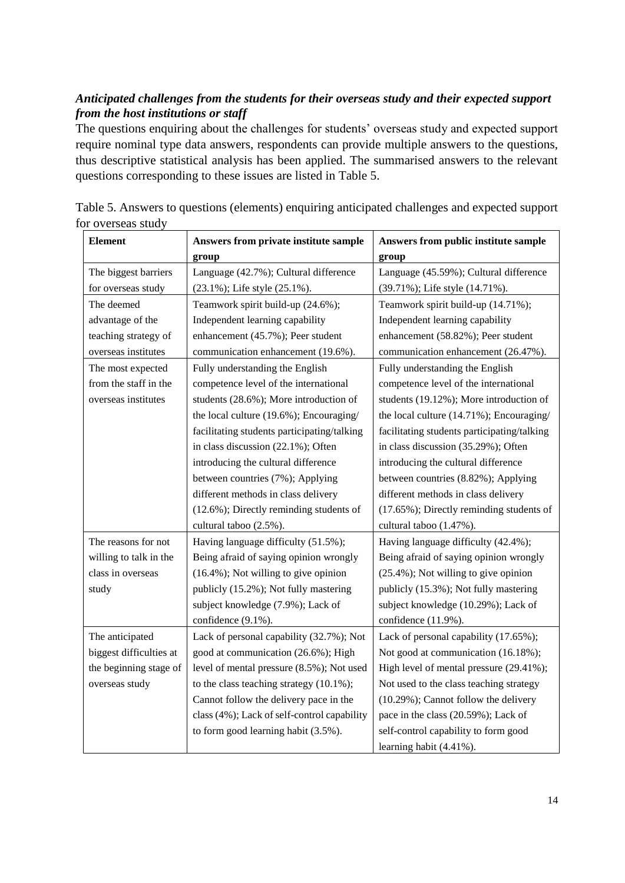***Anticipated challenges from the students for their overseas study and their expected support from the host institutions or staff***

The questions enquiring about the challenges for students' overseas study and expected support require nominal type data answers, respondents can provide multiple answers to the questions, thus descriptive statistical analysis has been applied. The summarised answers to the relevant questions corresponding to these issues are listed in Table 5.

Table 5. Answers to questions (elements) enquiring anticipated challenges and expected support for overseas study

| **Element** | **Answers from private institute sample group** | **Answers from public institute sample group** |
|---|---|---|
| The biggest barriers for overseas study | Language (42.7%); Cultural difference (23.1%); Life style (25.1%). | Language (45.59%); Cultural difference (39.71%); Life style (14.71%). |
| The deemed advantage of the teaching strategy of overseas institutes | Teamwork spirit build-up (24.6%); Independent learning capability enhancement (45.7%); Peer student communication enhancement (19.6%). | Teamwork spirit build-up (14.71%); Independent learning capability enhancement (58.82%); Peer student communication enhancement (26.47%). |
| The most expected from the staff in the overseas institutes | Fully understanding the English competence level of the international students (28.6%); More introduction of the local culture (19.6%); Encouraging/ facilitating students participating/talking in class discussion (22.1%); Often introducing the cultural difference between countries (7%); Applying different methods in class delivery (12.6%); Directly reminding students of cultural taboo (2.5%). | Fully understanding the English competence level of the international students (19.12%); More introduction of the local culture (14.71%); Encouraging/ facilitating students participating/talking in class discussion (35.29%); Often introducing the cultural difference between countries (8.82%); Applying different methods in class delivery (17.65%); Directly reminding students of cultural taboo (1.47%). |
| The reasons for not willing to talk in the class in overseas study | Having language difficulty (51.5%); Being afraid of saying opinion wrongly (16.4%); Not willing to give opinion publicly (15.2%); Not fully mastering subject knowledge (7.9%); Lack of confidence (9.1%). | Having language difficulty (42.4%); Being afraid of saying opinion wrongly (25.4%); Not willing to give opinion publicly (15.3%); Not fully mastering subject knowledge (10.29%); Lack of confidence (11.9%). |
| The anticipated biggest difficulties at the beginning stage of overseas study | Lack of personal capability (32.7%); Not good at communication (26.6%); High level of mental pressure (8.5%); Not used to the class teaching strategy (10.1%); Cannot follow the delivery pace in the class (4%); Lack of self-control capability to form good learning habit (3.5%). | Lack of personal capability (17.65%); Not good at communication (16.18%); High level of mental pressure (29.41%); Not used to the class teaching strategy (10.29%); Cannot follow the delivery pace in the class (20.59%); Lack of self-control capability to form good learning habit (4.41%). |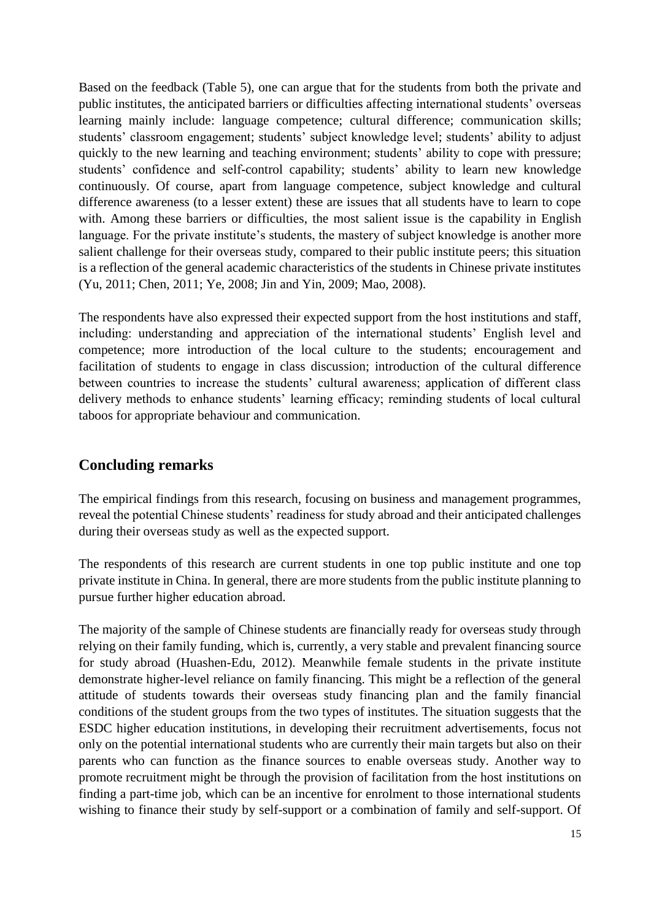Based on the feedback (Table 5), one can argue that for the students from both the private and public institutes, the anticipated barriers or difficulties affecting international students' overseas learning mainly include: language competence; cultural difference; communication skills; students' classroom engagement; students' subject knowledge level; students' ability to adjust quickly to the new learning and teaching environment; students' ability to cope with pressure; students' confidence and self-control capability; students' ability to learn new knowledge continuously. Of course, apart from language competence, subject knowledge and cultural difference awareness (to a lesser extent) these are issues that all students have to learn to cope with. Among these barriers or difficulties, the most salient issue is the capability in English language. For the private institute's students, the mastery of subject knowledge is another more salient challenge for their overseas study, compared to their public institute peers; this situation is a reflection of the general academic characteristics of the students in Chinese private institutes (Yu, 2011; Chen, 2011; Ye, 2008; Jin and Yin, 2009; Mao, 2008).

The respondents have also expressed their expected support from the host institutions and staff, including: understanding and appreciation of the international students' English level and competence; more introduction of the local culture to the students; encouragement and facilitation of students to engage in class discussion; introduction of the cultural difference between countries to increase the students' cultural awareness; application of different class delivery methods to enhance students' learning efficacy; reminding students of local cultural taboos for appropriate behaviour and communication.

## Concluding remarks

The empirical findings from this research, focusing on business and management programmes, reveal the potential Chinese students' readiness for study abroad and their anticipated challenges during their overseas study as well as the expected support.

The respondents of this research are current students in one top public institute and one top private institute in China. In general, there are more students from the public institute planning to pursue further higher education abroad.

The majority of the sample of Chinese students are financially ready for overseas study through relying on their family funding, which is, currently, a very stable and prevalent financing source for study abroad (Huashen-Edu, 2012). Meanwhile female students in the private institute demonstrate higher-level reliance on family financing. This might be a reflection of the general attitude of students towards their overseas study financing plan and the family financial conditions of the student groups from the two types of institutes. The situation suggests that the ESDC higher education institutions, in developing their recruitment advertisements, focus not only on the potential international students who are currently their main targets but also on their parents who can function as the finance sources to enable overseas study. Another way to promote recruitment might be through the provision of facilitation from the host institutions on finding a part-time job, which can be an incentive for enrolment to those international students wishing to finance their study by self-support or a combination of family and self-support. Of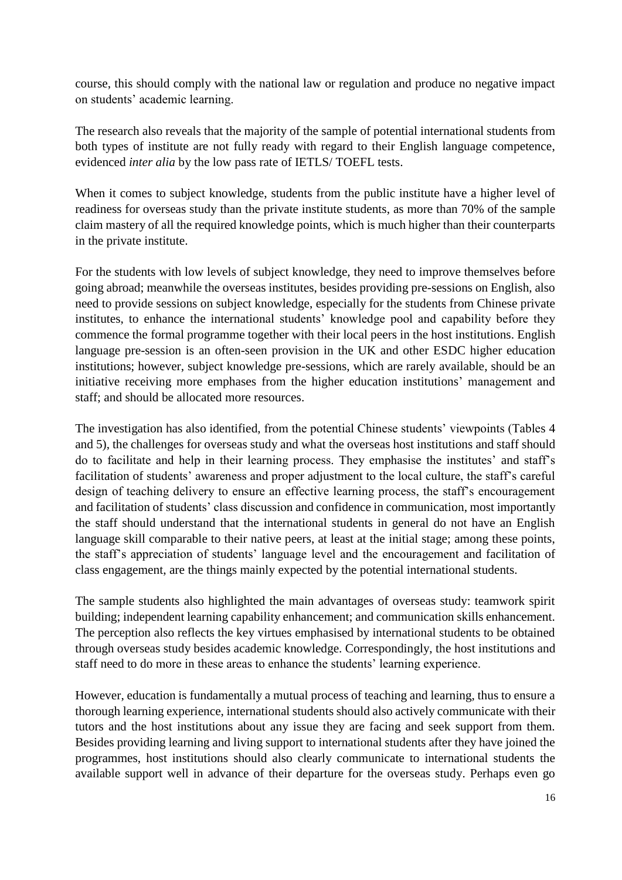course, this should comply with the national law or regulation and produce no negative impact on students' academic learning.

The research also reveals that the majority of the sample of potential international students from both types of institute are not fully ready with regard to their English language competence, evidenced *inter alia* by the low pass rate of IETLS/ TOEFL tests.

When it comes to subject knowledge, students from the public institute have a higher level of readiness for overseas study than the private institute students, as more than 70% of the sample claim mastery of all the required knowledge points, which is much higher than their counterparts in the private institute.

For the students with low levels of subject knowledge, they need to improve themselves before going abroad; meanwhile the overseas institutes, besides providing pre-sessions on English, also need to provide sessions on subject knowledge, especially for the students from Chinese private institutes, to enhance the international students' knowledge pool and capability before they commence the formal programme together with their local peers in the host institutions. English language pre-session is an often-seen provision in the UK and other ESDC higher education institutions; however, subject knowledge pre-sessions, which are rarely available, should be an initiative receiving more emphases from the higher education institutions' management and staff; and should be allocated more resources.

The investigation has also identified, from the potential Chinese students' viewpoints (Tables 4 and 5), the challenges for overseas study and what the overseas host institutions and staff should do to facilitate and help in their learning process. They emphasise the institutes' and staff's facilitation of students' awareness and proper adjustment to the local culture, the staff's careful design of teaching delivery to ensure an effective learning process, the staff's encouragement and facilitation of students' class discussion and confidence in communication, most importantly the staff should understand that the international students in general do not have an English language skill comparable to their native peers, at least at the initial stage; among these points, the staff's appreciation of students' language level and the encouragement and facilitation of class engagement, are the things mainly expected by the potential international students.

The sample students also highlighted the main advantages of overseas study: teamwork spirit building; independent learning capability enhancement; and communication skills enhancement. The perception also reflects the key virtues emphasised by international students to be obtained through overseas study besides academic knowledge. Correspondingly, the host institutions and staff need to do more in these areas to enhance the students' learning experience.

However, education is fundamentally a mutual process of teaching and learning, thus to ensure a thorough learning experience, international students should also actively communicate with their tutors and the host institutions about any issue they are facing and seek support from them. Besides providing learning and living support to international students after they have joined the programmes, host institutions should also clearly communicate to international students the available support well in advance of their departure for the overseas study. Perhaps even go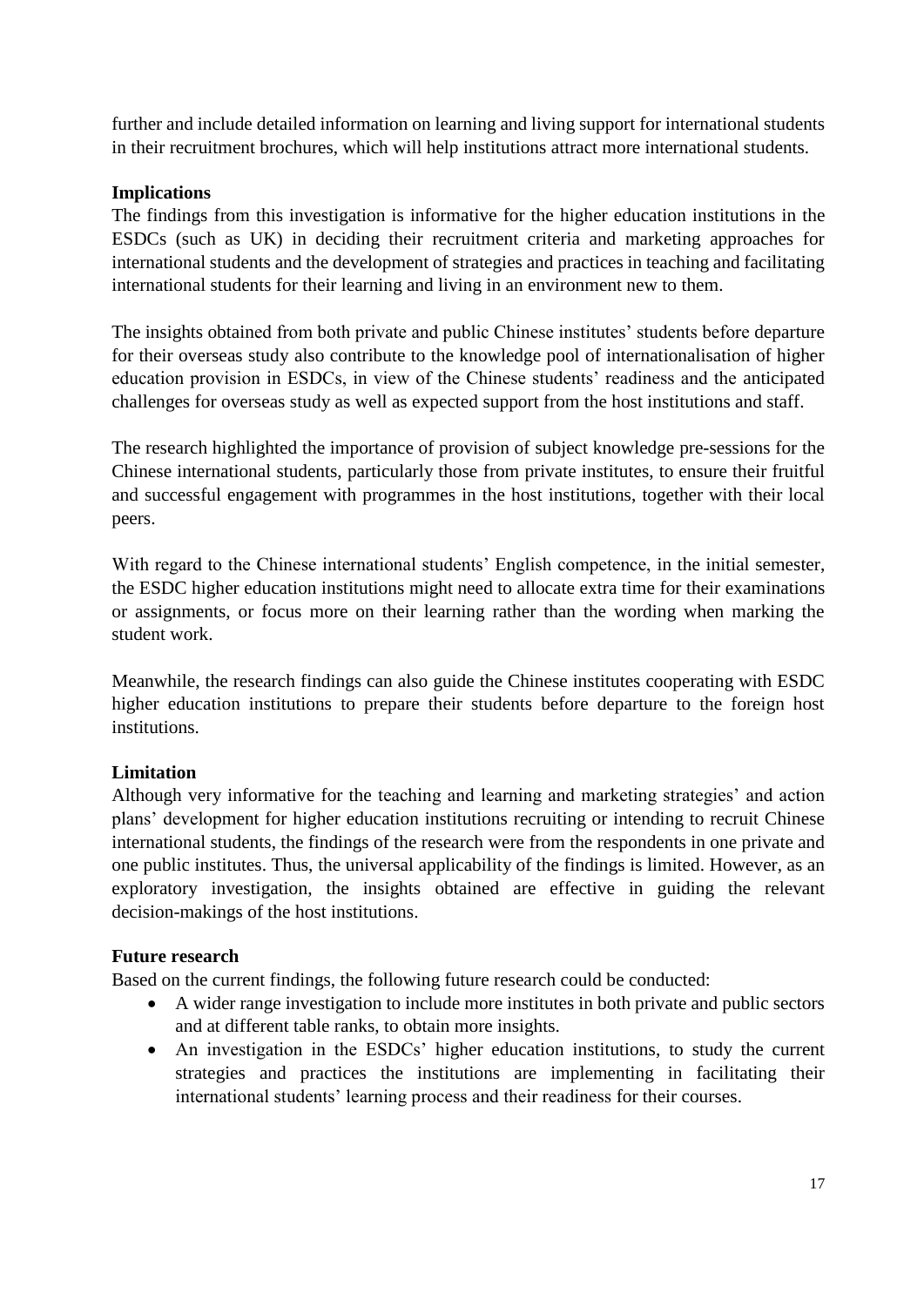further and include detailed information on learning and living support for international students in their recruitment brochures, which will help institutions attract more international students.

**Implications**

The findings from this investigation is informative for the higher education institutions in the ESDCs (such as UK) in deciding their recruitment criteria and marketing approaches for international students and the development of strategies and practices in teaching and facilitating international students for their learning and living in an environment new to them.

The insights obtained from both private and public Chinese institutes' students before departure for their overseas study also contribute to the knowledge pool of internationalisation of higher education provision in ESDCs, in view of the Chinese students' readiness and the anticipated challenges for overseas study as well as expected support from the host institutions and staff.

The research highlighted the importance of provision of subject knowledge pre-sessions for the Chinese international students, particularly those from private institutes, to ensure their fruitful and successful engagement with programmes in the host institutions, together with their local peers.

With regard to the Chinese international students' English competence, in the initial semester, the ESDC higher education institutions might need to allocate extra time for their examinations or assignments, or focus more on their learning rather than the wording when marking the student work.

Meanwhile, the research findings can also guide the Chinese institutes cooperating with ESDC higher education institutions to prepare their students before departure to the foreign host institutions.

**Limitation**

Although very informative for the teaching and learning and marketing strategies' and action plans' development for higher education institutions recruiting or intending to recruit Chinese international students, the findings of the research were from the respondents in one private and one public institutes. Thus, the universal applicability of the findings is limited. However, as an exploratory investigation, the insights obtained are effective in guiding the relevant decision-makings of the host institutions.

**Future research**

Based on the current findings, the following future research could be conducted:

- A wider range investigation to include more institutes in both private and public sectors and at different table ranks, to obtain more insights.
- An investigation in the ESDCs' higher education institutions, to study the current strategies and practices the institutions are implementing in facilitating their international students' learning process and their readiness for their courses.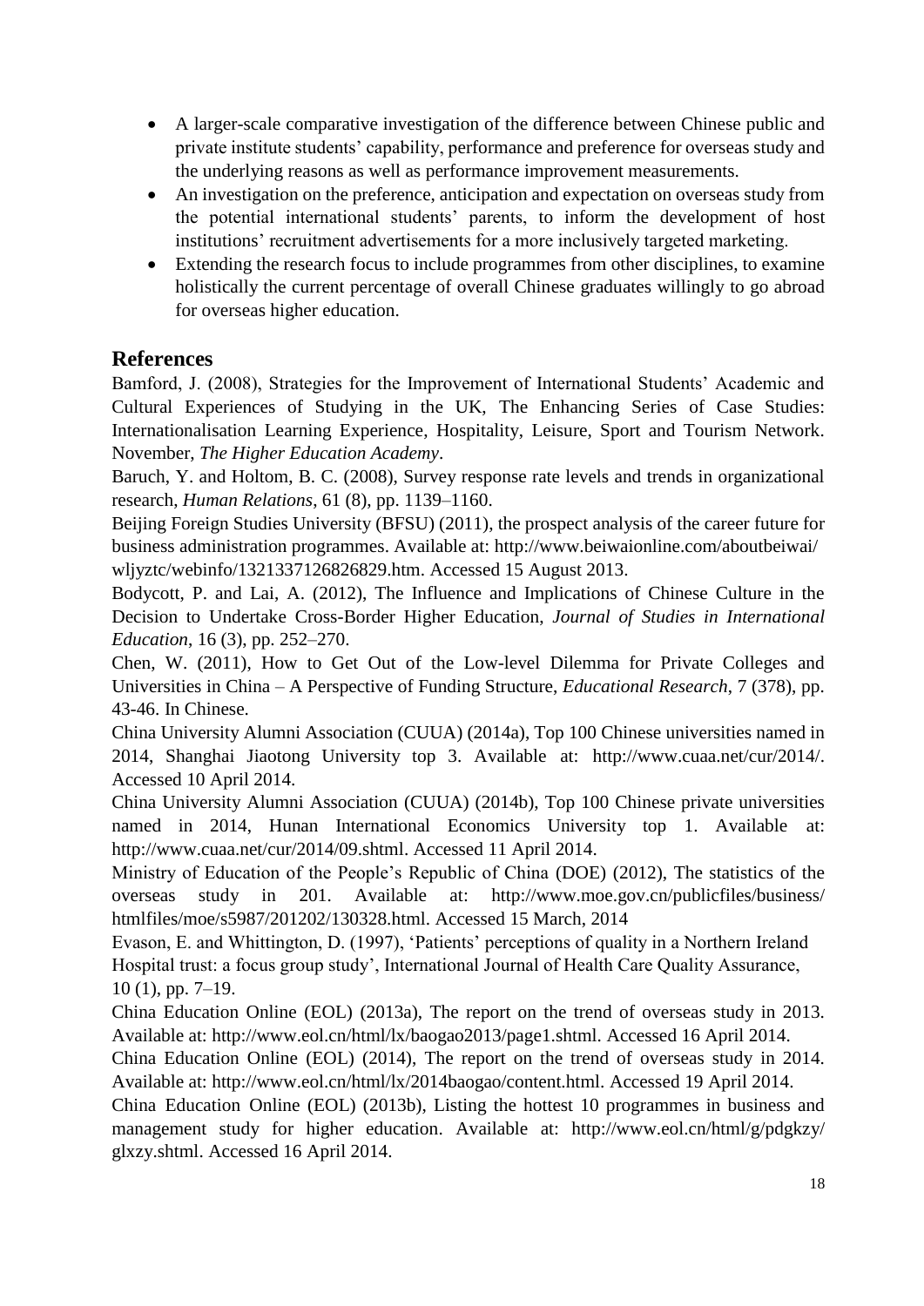- A larger-scale comparative investigation of the difference between Chinese public and private institute students' capability, performance and preference for overseas study and the underlying reasons as well as performance improvement measurements.
- An investigation on the preference, anticipation and expectation on overseas study from the potential international students' parents, to inform the development of host institutions' recruitment advertisements for a more inclusively targeted marketing.
- Extending the research focus to include programmes from other disciplines, to examine holistically the current percentage of overall Chinese graduates willingly to go abroad for overseas higher education.

## References

Bamford, J. (2008), Strategies for the Improvement of International Students' Academic and Cultural Experiences of Studying in the UK, The Enhancing Series of Case Studies: Internationalisation Learning Experience, Hospitality, Leisure, Sport and Tourism Network. November, *The Higher Education Academy*.

Baruch, Y. and Holtom, B. C. (2008), Survey response rate levels and trends in organizational research, *Human Relations*, 61 (8), pp. 1139–1160.

Beijing Foreign Studies University (BFSU) (2011), the prospect analysis of the career future for business administration programmes. Available at: http://www.beiwaionline.com/aboutbeiwai/wljyztc/webinfo/1321337126826829.htm. Accessed 15 August 2013.

Bodycott, P. and Lai, A. (2012), The Influence and Implications of Chinese Culture in the Decision to Undertake Cross-Border Higher Education, *Journal of Studies in International Education*, 16 (3), pp. 252–270.

Chen, W. (2011), How to Get Out of the Low-level Dilemma for Private Colleges and Universities in China – A Perspective of Funding Structure, *Educational Research*, 7 (378), pp. 43-46. In Chinese.

China University Alumni Association (CUUA) (2014a), Top 100 Chinese universities named in 2014, Shanghai Jiaotong University top 3. Available at: http://www.cuaa.net/cur/2014/. Accessed 10 April 2014.

China University Alumni Association (CUUA) (2014b), Top 100 Chinese private universities named in 2014, Hunan International Economics University top 1. Available at: http://www.cuaa.net/cur/2014/09.shtml. Accessed 11 April 2014.

Ministry of Education of the People's Republic of China (DOE) (2012), The statistics of the overseas study in 201. Available at: http://www.moe.gov.cn/publicfiles/business/htmlfiles/moe/s5987/201202/130328.html. Accessed 15 March, 2014

Evason, E. and Whittington, D. (1997), 'Patients' perceptions of quality in a Northern Ireland Hospital trust: a focus group study', International Journal of Health Care Quality Assurance, 10 (1), pp. 7–19.

China Education Online (EOL) (2013a), The report on the trend of overseas study in 2013. Available at: http://www.eol.cn/html/lx/baogao2013/page1.shtml. Accessed 16 April 2014.

China Education Online (EOL) (2014), The report on the trend of overseas study in 2014. Available at: http://www.eol.cn/html/lx/2014baogao/content.html. Accessed 19 April 2014.

China Education Online (EOL) (2013b), Listing the hottest 10 programmes in business and management study for higher education. Available at: http://www.eol.cn/html/g/pdgkzy/glxzy.shtml. Accessed 16 April 2014.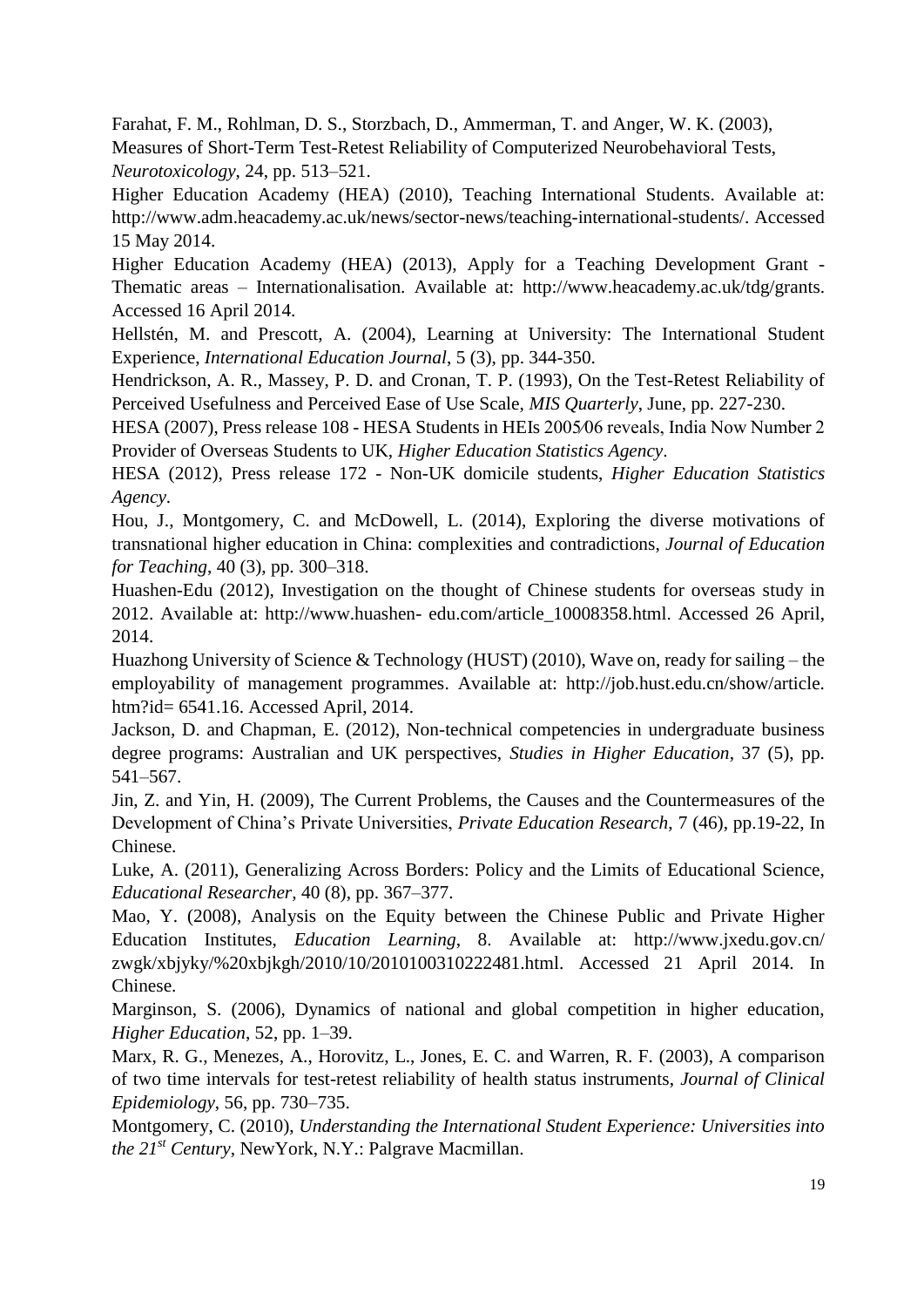Farahat, F. M., Rohlman, D. S., Storzbach, D., Ammerman, T. and Anger, W. K. (2003), Measures of Short-Term Test-Retest Reliability of Computerized Neurobehavioral Tests, *Neurotoxicology*, 24, pp. 513–521.

Higher Education Academy (HEA) (2010), Teaching International Students. Available at: http://www.adm.heacademy.ac.uk/news/sector-news/teaching-international-students/. Accessed 15 May 2014.

Higher Education Academy (HEA) (2013), Apply for a Teaching Development Grant - Thematic areas – Internationalisation. Available at: http://www.heacademy.ac.uk/tdg/grants. Accessed 16 April 2014.

Hellstén, M. and Prescott, A. (2004), Learning at University: The International Student Experience, *International Education Journal*, 5 (3), pp. 344-350.

Hendrickson, A. R., Massey, P. D. and Cronan, T. P. (1993), On the Test-Retest Reliability of Perceived Usefulness and Perceived Ease of Use Scale, *MIS Quarterly*, June, pp. 227-230.

HESA (2007), Press release 108 - HESA Students in HEIs 2005/06 reveals, India Now Number 2 Provider of Overseas Students to UK, *Higher Education Statistics Agency*.

HESA (2012), Press release 172 - Non-UK domicile students, *Higher Education Statistics Agency*.

Hou, J., Montgomery, C. and McDowell, L. (2014), Exploring the diverse motivations of transnational higher education in China: complexities and contradictions, *Journal of Education for Teaching*, 40 (3), pp. 300–318.

Huashen-Edu (2012), Investigation on the thought of Chinese students for overseas study in 2012. Available at: http://www.huashen- edu.com/article_10008358.html. Accessed 26 April, 2014.

Huazhong University of Science & Technology (HUST) (2010), Wave on, ready for sailing – the employability of management programmes. Available at: http://job.hust.edu.cn/show/article. htm?id= 6541.16. Accessed April, 2014.

Jackson, D. and Chapman, E. (2012), Non-technical competencies in undergraduate business degree programs: Australian and UK perspectives, *Studies in Higher Education*, 37 (5), pp. 541–567.

Jin, Z. and Yin, H. (2009), The Current Problems, the Causes and the Countermeasures of the Development of China's Private Universities, *Private Education Research*, 7 (46), pp.19-22, In Chinese.

Luke, A. (2011), Generalizing Across Borders: Policy and the Limits of Educational Science, *Educational Researcher*, 40 (8), pp. 367–377.

Mao, Y. (2008), Analysis on the Equity between the Chinese Public and Private Higher Education Institutes, *Education Learning*, 8. Available at: http://www.jxedu.gov.cn/zwgk/xbjyky/%20xbjkgh/2010/10/2010100310222481.html. Accessed 21 April 2014. In Chinese.

Marginson, S. (2006), Dynamics of national and global competition in higher education, *Higher Education*, 52, pp. 1–39.

Marx, R. G., Menezes, A., Horovitz, L., Jones, E. C. and Warren, R. F. (2003), A comparison of two time intervals for test-retest reliability of health status instruments, *Journal of Clinical Epidemiology*, 56, pp. 730–735.

Montgomery, C. (2010), *Understanding the International Student Experience: Universities into the 21st Century*, NewYork, N.Y.: Palgrave Macmillan.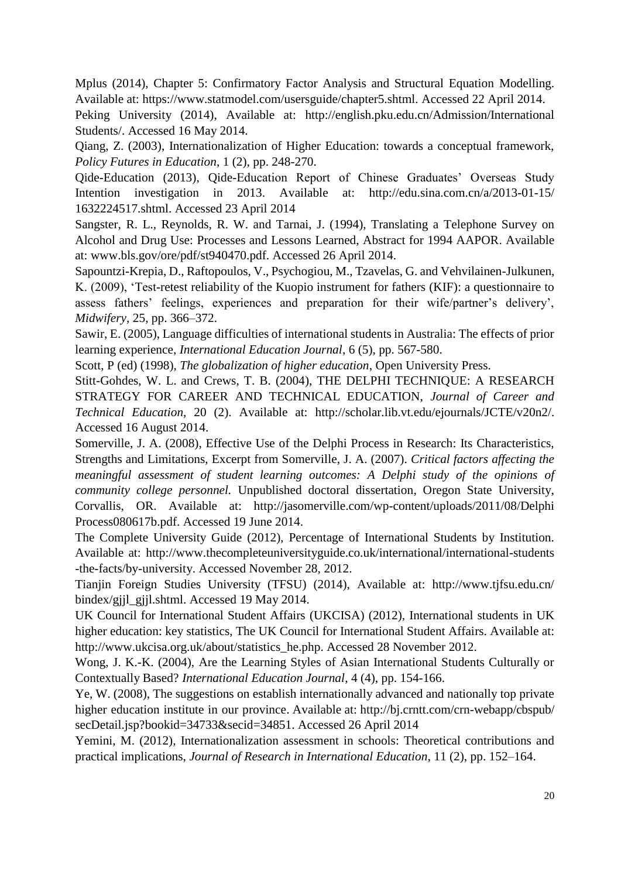Mplus (2014), Chapter 5: Confirmatory Factor Analysis and Structural Equation Modelling. Available at: https://www.statmodel.com/usersguide/chapter5.shtml. Accessed 22 April 2014.

Peking University (2014), Available at: http://english.pku.edu.cn/Admission/International Students/. Accessed 16 May 2014.

Qiang, Z. (2003), Internationalization of Higher Education: towards a conceptual framework, *Policy Futures in Education*, 1 (2), pp. 248-270.

Qide-Education (2013), Qide-Education Report of Chinese Graduates' Overseas Study Intention investigation in 2013. Available at: http://edu.sina.com.cn/a/2013-01-15/ 1632224517.shtml. Accessed 23 April 2014

Sangster, R. L., Reynolds, R. W. and Tarnai, J. (1994), Translating a Telephone Survey on Alcohol and Drug Use: Processes and Lessons Learned, Abstract for 1994 AAPOR. Available at: www.bls.gov/ore/pdf/st940470.pdf. Accessed 26 April 2014.

Sapountzi-Krepia, D., Raftopoulos, V., Psychogiou, M., Tzavelas, G. and Vehvilainen-Julkunen, K. (2009), 'Test-retest reliability of the Kuopio instrument for fathers (KIF): a questionnaire to assess fathers' feelings, experiences and preparation for their wife/partner's delivery', *Midwifery*, 25, pp. 366–372.

Sawir, E. (2005), Language difficulties of international students in Australia: The effects of prior learning experience, *International Education Journal*, 6 (5), pp. 567-580.

Scott, P (ed) (1998), *The globalization of higher education*, Open University Press.

Stitt-Gohdes, W. L. and Crews, T. B. (2004), THE DELPHI TECHNIQUE: A RESEARCH STRATEGY FOR CAREER AND TECHNICAL EDUCATION, *Journal of Career and Technical Education*, 20 (2). Available at: http://scholar.lib.vt.edu/ejournals/JCTE/v20n2/. Accessed 16 August 2014.

Somerville, J. A. (2008), Effective Use of the Delphi Process in Research: Its Characteristics, Strengths and Limitations, Excerpt from Somerville, J. A. (2007). *Critical factors affecting the meaningful assessment of student learning outcomes: A Delphi study of the opinions of community college personnel.* Unpublished doctoral dissertation, Oregon State University, Corvallis, OR. Available at: http://jasomerville.com/wp-content/uploads/2011/08/Delphi Process080617b.pdf. Accessed 19 June 2014.

The Complete University Guide (2012), Percentage of International Students by Institution. Available at: http://www.thecompleteuniversityguide.co.uk/international/international-students -the-facts/by-university. Accessed November 28, 2012.

Tianjin Foreign Studies University (TFSU) (2014), Available at: http://www.tjfsu.edu.cn/ bindex/gjjl_gjjl.shtml. Accessed 19 May 2014.

UK Council for International Student Affairs (UKCISA) (2012), International students in UK higher education: key statistics, The UK Council for International Student Affairs. Available at: http://www.ukcisa.org.uk/about/statistics_he.php. Accessed 28 November 2012.

Wong, J. K.-K. (2004), Are the Learning Styles of Asian International Students Culturally or Contextually Based? *International Education Journal*, 4 (4), pp. 154-166.

Ye, W. (2008), The suggestions on establish internationally advanced and nationally top private higher education institute in our province. Available at: http://bj.crntt.com/crn-webapp/cbspub/ secDetail.jsp?bookid=34733&secid=34851. Accessed 26 April 2014

Yemini, M. (2012), Internationalization assessment in schools: Theoretical contributions and practical implications, *Journal of Research in International Education*, 11 (2), pp. 152–164.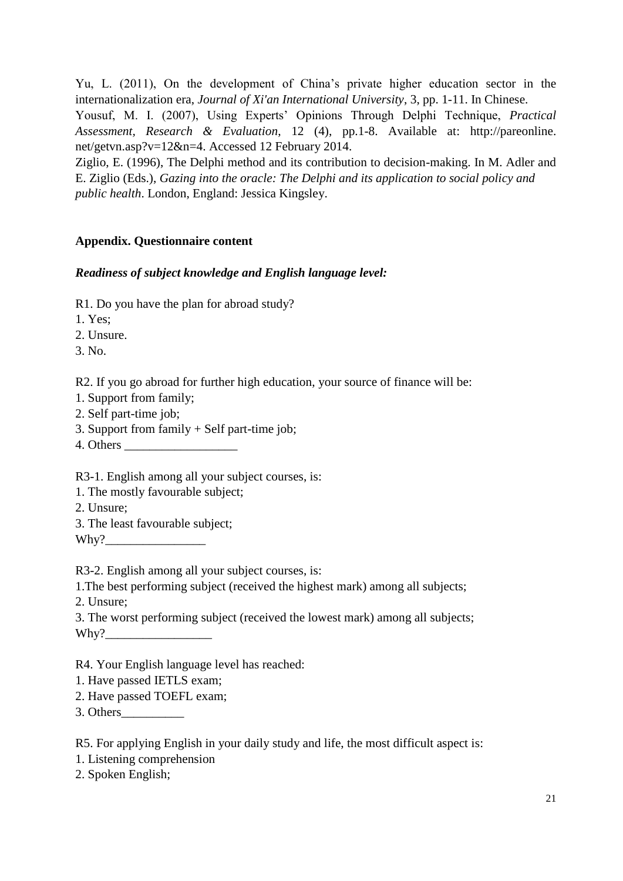Yu, L. (2011), On the development of China's private higher education sector in the internationalization era, *Journal of Xi'an International University*, 3, pp. 1-11. In Chinese.

Yousuf, M. I. (2007), Using Experts' Opinions Through Delphi Technique, *Practical Assessment, Research & Evaluation*, 12 (4), pp.1-8. Available at: http://pareonline.net/getvn.asp?v=12&n=4. Accessed 12 February 2014.

Ziglio, E. (1996), The Delphi method and its contribution to decision-making. In M. Adler and E. Ziglio (Eds.), *Gazing into the oracle: The Delphi and its application to social policy and public health*. London, England: Jessica Kingsley.

## Appendix. Questionnaire content

### *Readiness of subject knowledge and English language level:*

R1. Do you have the plan for abroad study?
1. Yes;
2. Unsure.
3. No.

R2. If you go abroad for further high education, your source of finance will be:
1. Support from family;
2. Self part-time job;
3. Support from family + Self part-time job;
4. Others __________________

R3-1. English among all your subject courses, is:
1. The mostly favourable subject;
2. Unsure;
3. The least favourable subject;

Why?________________

R3-2. English among all your subject courses, is:
1. The best performing subject (received the highest mark) among all subjects;
2. Unsure;
3. The worst performing subject (received the lowest mark) among all subjects;

Why?_________________

R4. Your English language level has reached:
1. Have passed IETLS exam;
2. Have passed TOEFL exam;
3. Others__________

R5. For applying English in your daily study and life, the most difficult aspect is:
1. Listening comprehension
2. Spoken English;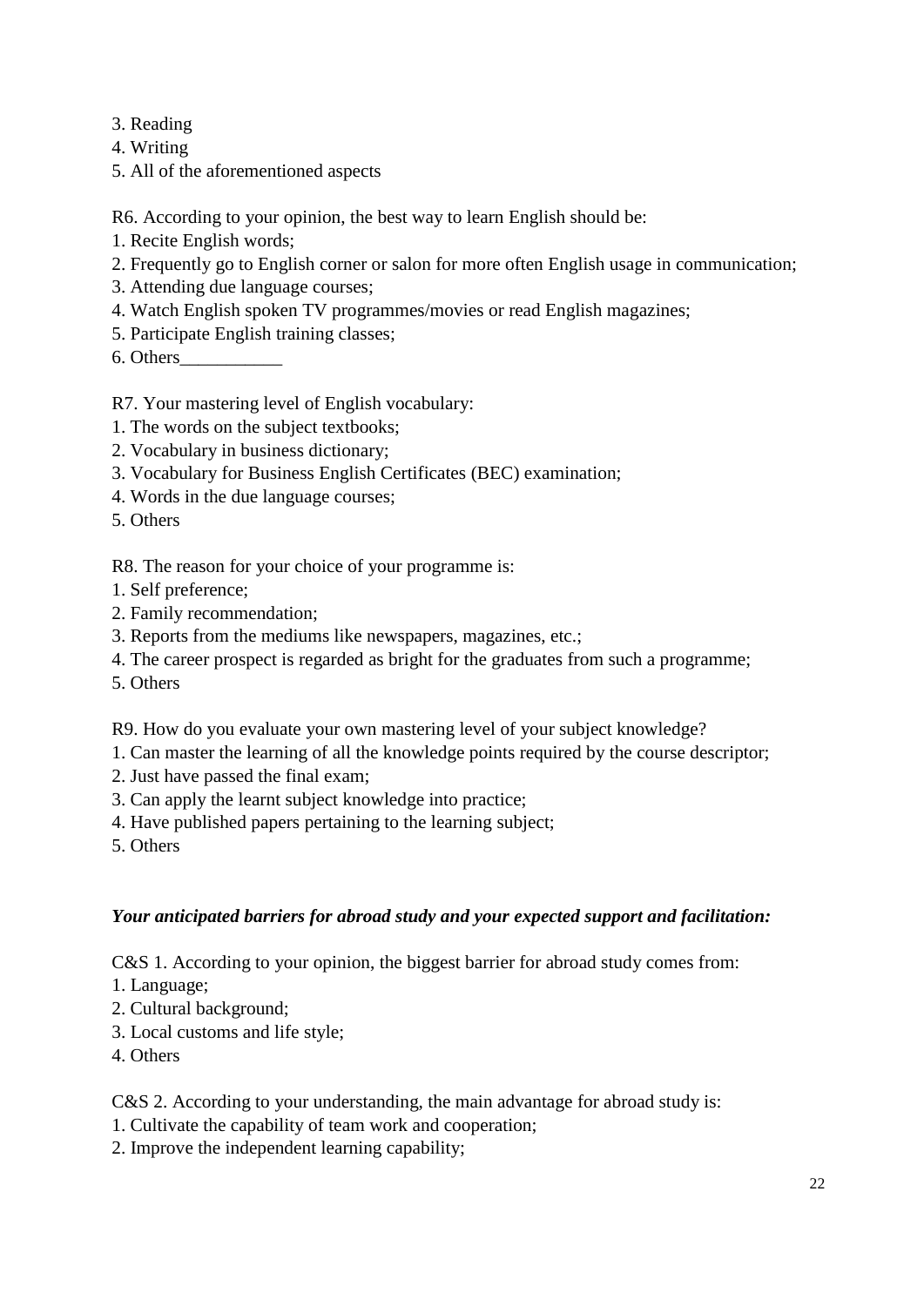3. Reading
4. Writing
5. All of the aforementioned aspects

R6. According to your opinion, the best way to learn English should be:
1. Recite English words;
2. Frequently go to English corner or salon for more often English usage in communication;
3. Attending due language courses;
4. Watch English spoken TV programmes/movies or read English magazines;
5. Participate English training classes;
6. Others___________

R7. Your mastering level of English vocabulary:
1. The words on the subject textbooks;
2. Vocabulary in business dictionary;
3. Vocabulary for Business English Certificates (BEC) examination;
4. Words in the due language courses;
5. Others

R8. The reason for your choice of your programme is:
1. Self preference;
2. Family recommendation;
3. Reports from the mediums like newspapers, magazines, etc.;
4. The career prospect is regarded as bright for the graduates from such a programme;
5. Others

R9. How do you evaluate your own mastering level of your subject knowledge?
1. Can master the learning of all the knowledge points required by the course descriptor;
2. Just have passed the final exam;
3. Can apply the learnt subject knowledge into practice;
4. Have published papers pertaining to the learning subject;
5. Others

***Your anticipated barriers for abroad study and your expected support and facilitation:***

C&S 1. According to your opinion, the biggest barrier for abroad study comes from:
1. Language;
2. Cultural background;
3. Local customs and life style;
4. Others

C&S 2. According to your understanding, the main advantage for abroad study is:
1. Cultivate the capability of team work and cooperation;
2. Improve the independent learning capability;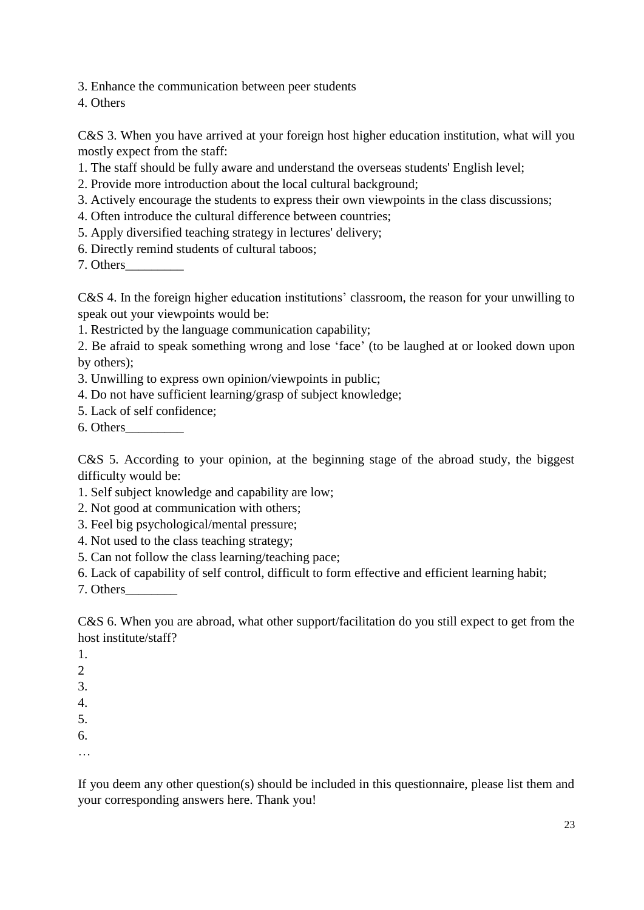3. Enhance the communication between peer students
4. Others

C&S 3. When you have arrived at your foreign host higher education institution, what will you mostly expect from the staff:
1. The staff should be fully aware and understand the overseas students' English level;
2. Provide more introduction about the local cultural background;
3. Actively encourage the students to express their own viewpoints in the class discussions;
4. Often introduce the cultural difference between countries;
5. Apply diversified teaching strategy in lectures' delivery;
6. Directly remind students of cultural taboos;
7. Others_________

C&S 4. In the foreign higher education institutions' classroom, the reason for your unwilling to speak out your viewpoints would be:
1. Restricted by the language communication capability;
2. Be afraid to speak something wrong and lose 'face' (to be laughed at or looked down upon by others);
3. Unwilling to express own opinion/viewpoints in public;
4. Do not have sufficient learning/grasp of subject knowledge;
5. Lack of self confidence;
6. Others_________

C&S 5. According to your opinion, at the beginning stage of the abroad study, the biggest difficulty would be:
1. Self subject knowledge and capability are low;
2. Not good at communication with others;
3. Feel big psychological/mental pressure;
4. Not used to the class teaching strategy;
5. Can not follow the class learning/teaching pace;
6. Lack of capability of self control, difficult to form effective and efficient learning habit;
7. Others________

C&S 6. When you are abroad, what other support/facilitation do you still expect to get from the host institute/staff?

1.

2

3.

4.

5.

6.

…

If you deem any other question(s) should be included in this questionnaire, please list them and your corresponding answers here. Thank you!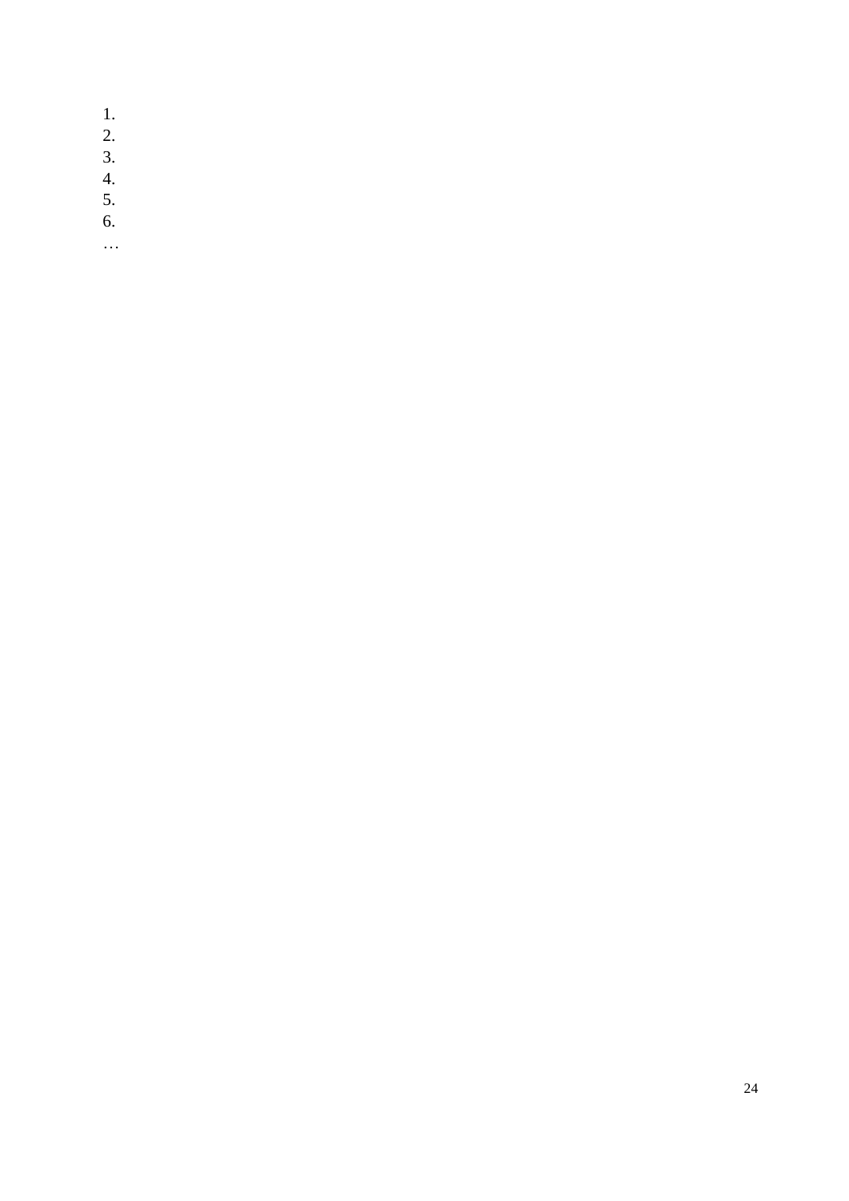1.
2.
3.
4.
5.
6.
…